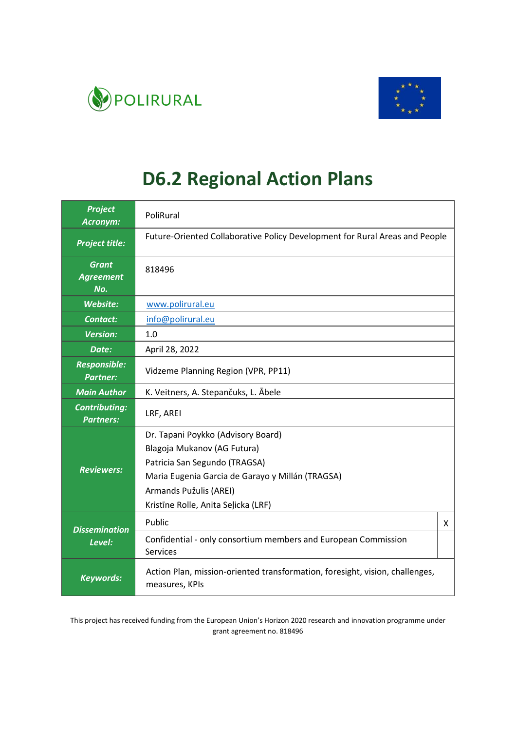POLIRURAL

# D6.2 Regional Action Plans

| | |
|---|---|
| ***Project Acronym:*** | PoliRural |
| ***Project title:*** | Future-Oriented Collaborative Policy Development for Rural Areas and People |
| ***Grant Agreement No.*** | 818496 |
| ***Website:*** | www.polirural.eu |
| ***Contact:*** | info@polirural.eu |
| ***Version:*** | 1.0 |
| ***Date:*** | April 28, 2022 |
| ***Responsible: Partner:*** | Vidzeme Planning Region (VPR, PP11) |
| ***Main Author*** | K. Veitners, A. Stepančuks, L. Ābele |
| ***Contributing: Partners:*** | LRF, AREI |
| ***Reviewers:*** | Dr. Tapani Poykko (Advisory Board)<br>Blagoja Mukanov (AG Futura)<br>Patricia San Segundo (TRAGSA)<br>Maria Eugenia Garcia de Garayo y Millán (TRAGSA)<br>Armands Pužulis (AREI)<br>Kristīne Rolle, Anita Seļicka (LRF) |
| ***Dissemination Level:*** | Public — X<br>Confidential - only consortium members and European Commission Services |
| ***Keywords:*** | Action Plan, mission-oriented transformation, foresight, vision, challenges, measures, KPIs |

This project has received funding from the European Union's Horizon 2020 research and innovation programme under grant agreement no. 818496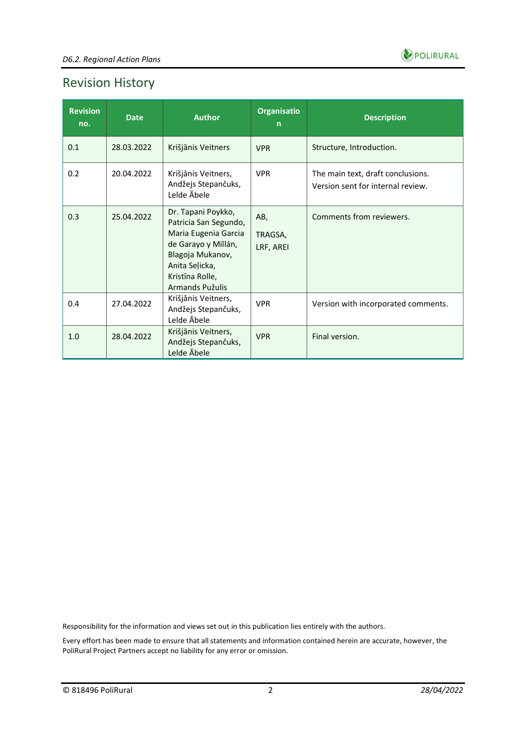## Revision History

| Revision no. | Date | Author | Organisation | Description |
|---|---|---|---|---|
| 0.1 | 28.03.2022 | Krišjānis Veitners | VPR | Structure, Introduction. |
| 0.2 | 20.04.2022 | Krišjānis Veitners, Andžejs Stepančuks, Lelde Ābele | VPR | The main text, draft conclusions. Version sent for internal review. |
| 0.3 | 25.04.2022 | Dr. Tapani Poykko, Patricia San Segundo, Maria Eugenia Garcia de Garayo y Millán, Blagoja Mukanov, Anita Seļicka, Kristīna Rolle, Armands Pužulis | AB, TRAGSA, LRF, AREI | Comments from reviewers. |
| 0.4 | 27.04.2022 | Krišjānis Veitners, Andžejs Stepančuks, Lelde Ābele | VPR | Version with incorporated comments. |
| 1.0 | 28.04.2022 | Krišjānis Veitners, Andžejs Stepančuks, Lelde Ābele | VPR | Final version. |

Responsibility for the information and views set out in this publication lies entirely with the authors.

Every effort has been made to ensure that all statements and information contained herein are accurate, however, the PoliRural Project Partners accept no liability for any error or omission.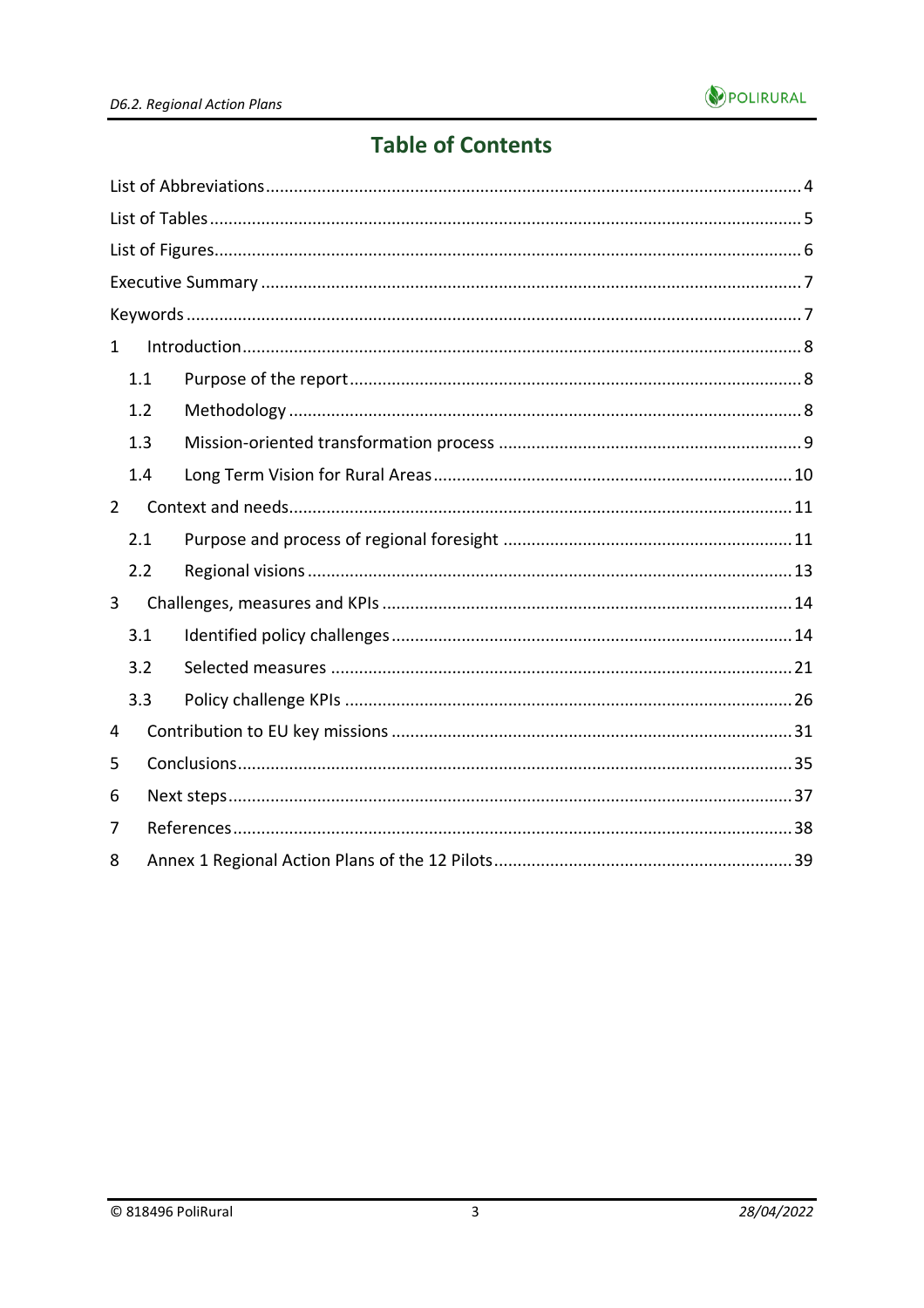# Table of Contents

List of Abbreviations ..... 4
List of Tables ..... 5
List of Figures ..... 6
Executive Summary ..... 7
Keywords ..... 7
1 Introduction ..... 8
  1.1 Purpose of the report ..... 8
  1.2 Methodology ..... 8
  1.3 Mission-oriented transformation process ..... 9
  1.4 Long Term Vision for Rural Areas ..... 10
2 Context and needs ..... 11
  2.1 Purpose and process of regional foresight ..... 11
  2.2 Regional visions ..... 13
3 Challenges, measures and KPIs ..... 14
  3.1 Identified policy challenges ..... 14
  3.2 Selected measures ..... 21
  3.3 Policy challenge KPIs ..... 26
4 Contribution to EU key missions ..... 31
5 Conclusions ..... 35
6 Next steps ..... 37
7 References ..... 38
8 Annex 1 Regional Action Plans of the 12 Pilots ..... 39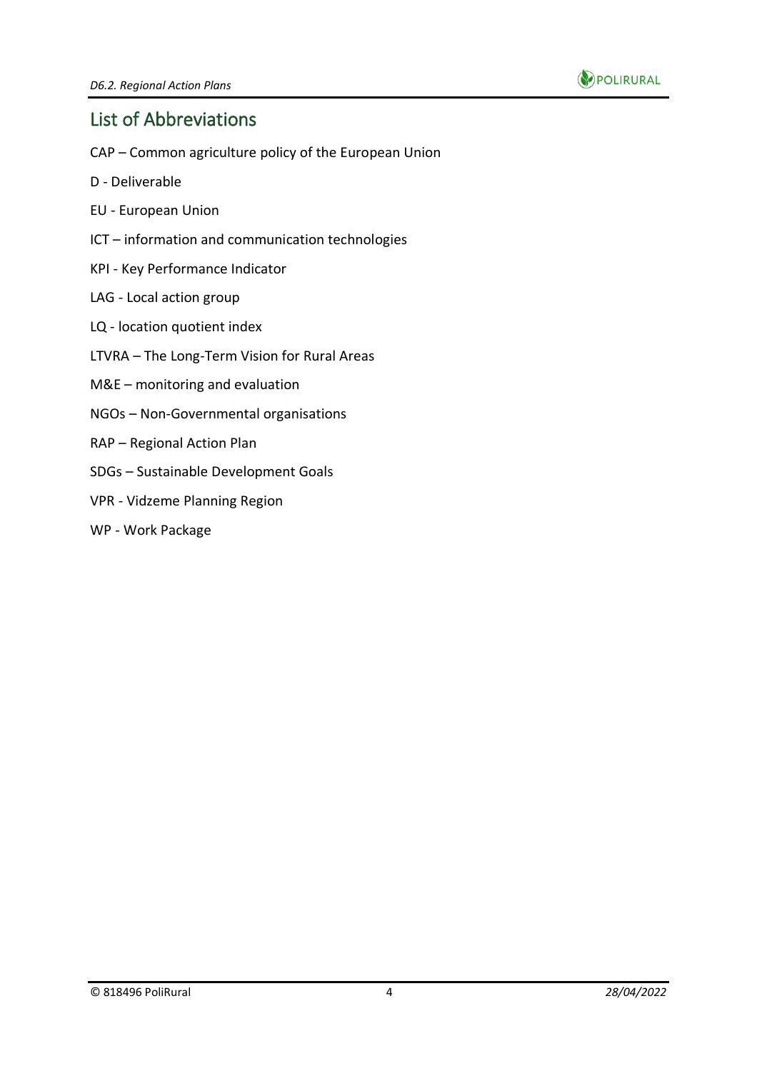## List of Abbreviations

CAP – Common agriculture policy of the European Union

D - Deliverable

EU - European Union

ICT – information and communication technologies

KPI - Key Performance Indicator

LAG - Local action group

LQ - location quotient index

LTVRA – The Long-Term Vision for Rural Areas

M&E – monitoring and evaluation

NGOs – Non-Governmental organisations

RAP – Regional Action Plan

SDGs – Sustainable Development Goals

VPR - Vidzeme Planning Region

WP - Work Package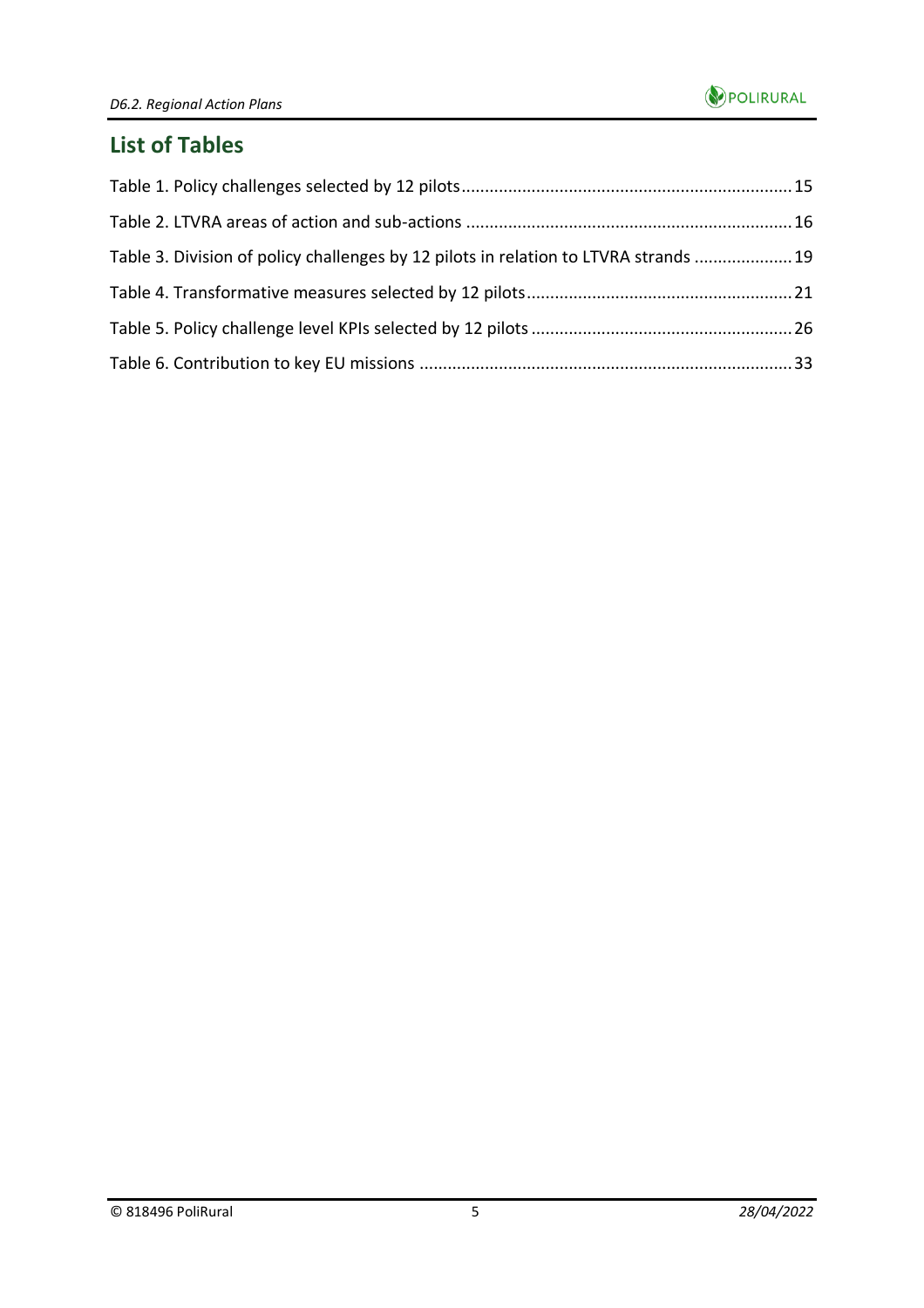## List of Tables

Table 1. Policy challenges selected by 12 pilots ........ 15

Table 2. LTVRA areas of action and sub-actions ........ 16

Table 3. Division of policy challenges by 12 pilots in relation to LTVRA strands ........ 19

Table 4. Transformative measures selected by 12 pilots ........ 21

Table 5. Policy challenge level KPIs selected by 12 pilots ........ 26

Table 6. Contribution to key EU missions ........ 33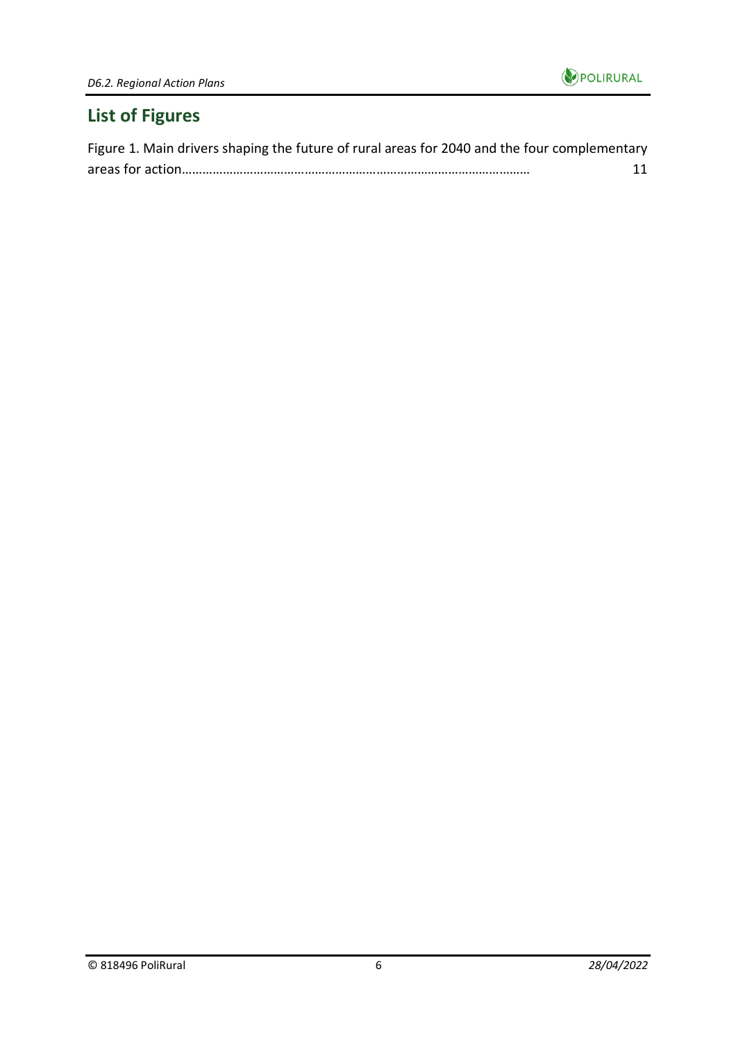## List of Figures

Figure 1. Main drivers shaping the future of rural areas for 2040 and the four complementary areas for action……………………………………………………………………………………… 11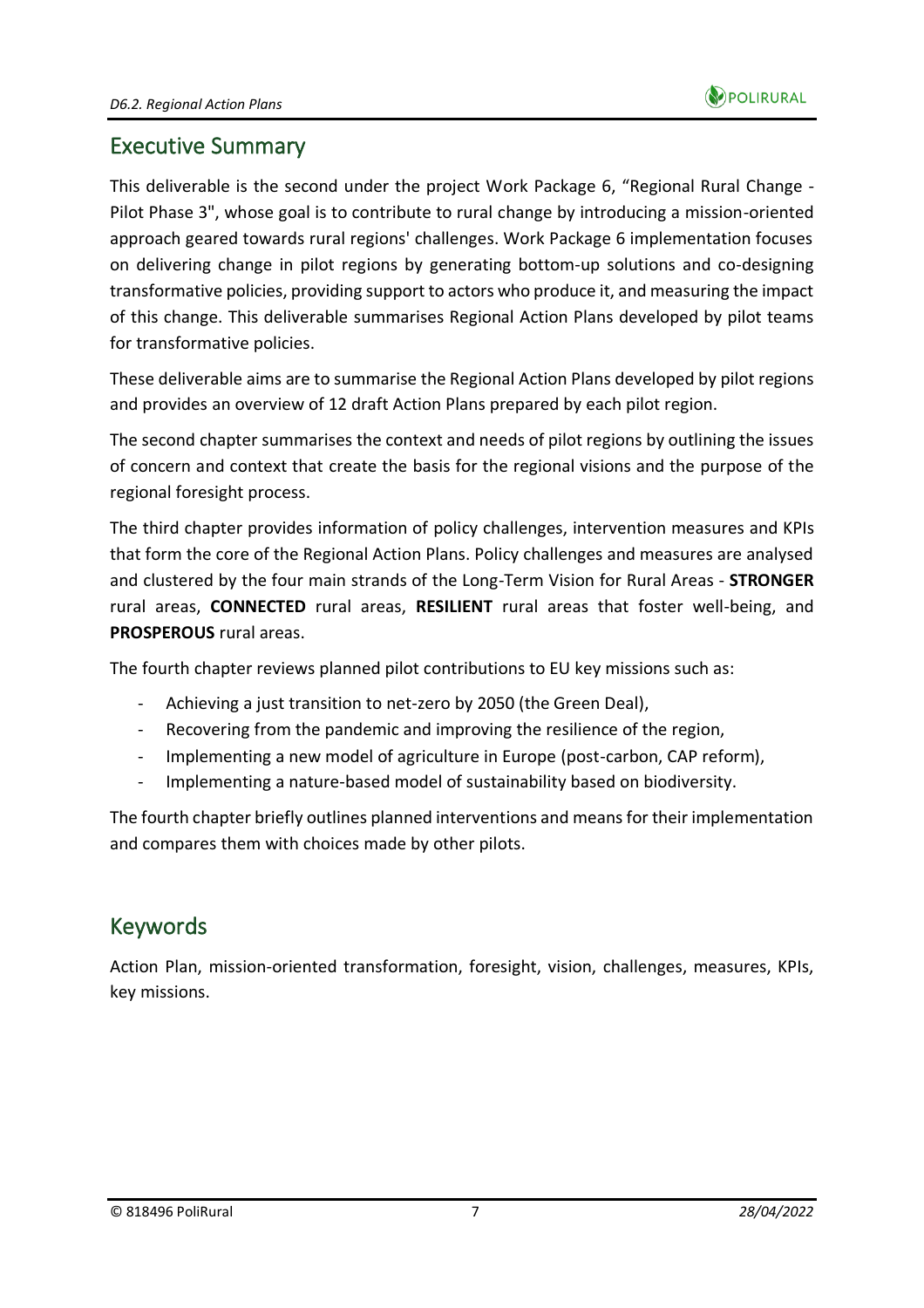## Executive Summary

This deliverable is the second under the project Work Package 6, "Regional Rural Change - Pilot Phase 3", whose goal is to contribute to rural change by introducing a mission-oriented approach geared towards rural regions' challenges. Work Package 6 implementation focuses on delivering change in pilot regions by generating bottom-up solutions and co-designing transformative policies, providing support to actors who produce it, and measuring the impact of this change. This deliverable summarises Regional Action Plans developed by pilot teams for transformative policies.

These deliverable aims are to summarise the Regional Action Plans developed by pilot regions and provides an overview of 12 draft Action Plans prepared by each pilot region.

The second chapter summarises the context and needs of pilot regions by outlining the issues of concern and context that create the basis for the regional visions and the purpose of the regional foresight process.

The third chapter provides information of policy challenges, intervention measures and KPIs that form the core of the Regional Action Plans. Policy challenges and measures are analysed and clustered by the four main strands of the Long-Term Vision for Rural Areas - **STRONGER** rural areas, **CONNECTED** rural areas, **RESILIENT** rural areas that foster well-being, and **PROSPEROUS** rural areas.

The fourth chapter reviews planned pilot contributions to EU key missions such as:

- Achieving a just transition to net-zero by 2050 (the Green Deal),
- Recovering from the pandemic and improving the resilience of the region,
- Implementing a new model of agriculture in Europe (post-carbon, CAP reform),
- Implementing a nature-based model of sustainability based on biodiversity.

The fourth chapter briefly outlines planned interventions and means for their implementation and compares them with choices made by other pilots.

## Keywords

Action Plan, mission-oriented transformation, foresight, vision, challenges, measures, KPIs, key missions.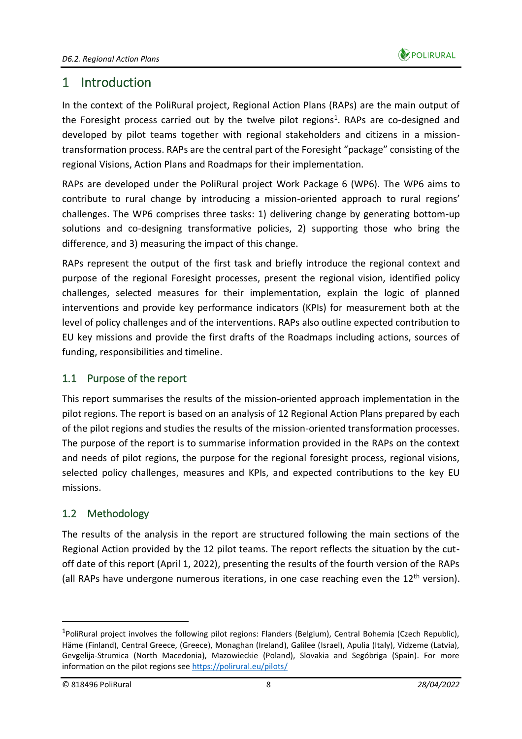# 1 Introduction

In the context of the PoliRural project, Regional Action Plans (RAPs) are the main output of the Foresight process carried out by the twelve pilot regions[1]. RAPs are co-designed and developed by pilot teams together with regional stakeholders and citizens in a mission-transformation process. RAPs are the central part of the Foresight "package" consisting of the regional Visions, Action Plans and Roadmaps for their implementation.

RAPs are developed under the PoliRural project Work Package 6 (WP6). The WP6 aims to contribute to rural change by introducing a mission-oriented approach to rural regions' challenges. The WP6 comprises three tasks: 1) delivering change by generating bottom-up solutions and co-designing transformative policies, 2) supporting those who bring the difference, and 3) measuring the impact of this change.

RAPs represent the output of the first task and briefly introduce the regional context and purpose of the regional Foresight processes, present the regional vision, identified policy challenges, selected measures for their implementation, explain the logic of planned interventions and provide key performance indicators (KPIs) for measurement both at the level of policy challenges and of the interventions. RAPs also outline expected contribution to EU key missions and provide the first drafts of the Roadmaps including actions, sources of funding, responsibilities and timeline.

## 1.1 Purpose of the report

This report summarises the results of the mission-oriented approach implementation in the pilot regions. The report is based on an analysis of 12 Regional Action Plans prepared by each of the pilot regions and studies the results of the mission-oriented transformation processes. The purpose of the report is to summarise information provided in the RAPs on the context and needs of pilot regions, the purpose for the regional foresight process, regional visions, selected policy challenges, measures and KPIs, and expected contributions to the key EU missions.

## 1.2 Methodology

The results of the analysis in the report are structured following the main sections of the Regional Action provided by the 12 pilot teams. The report reflects the situation by the cut-off date of this report (April 1, 2022), presenting the results of the fourth version of the RAPs (all RAPs have undergone numerous iterations, in one case reaching even the 12th version).

---

[1] PoliRural project involves the following pilot regions: Flanders (Belgium), Central Bohemia (Czech Republic), Häme (Finland), Central Greece, (Greece), Monaghan (Ireland), Galilee (Israel), Apulia (Italy), Vidzeme (Latvia), Gevgelija-Strumica (North Macedonia), Mazowieckie (Poland), Slovakia and Segóbriga (Spain). For more information on the pilot regions see https://polirural.eu/pilots/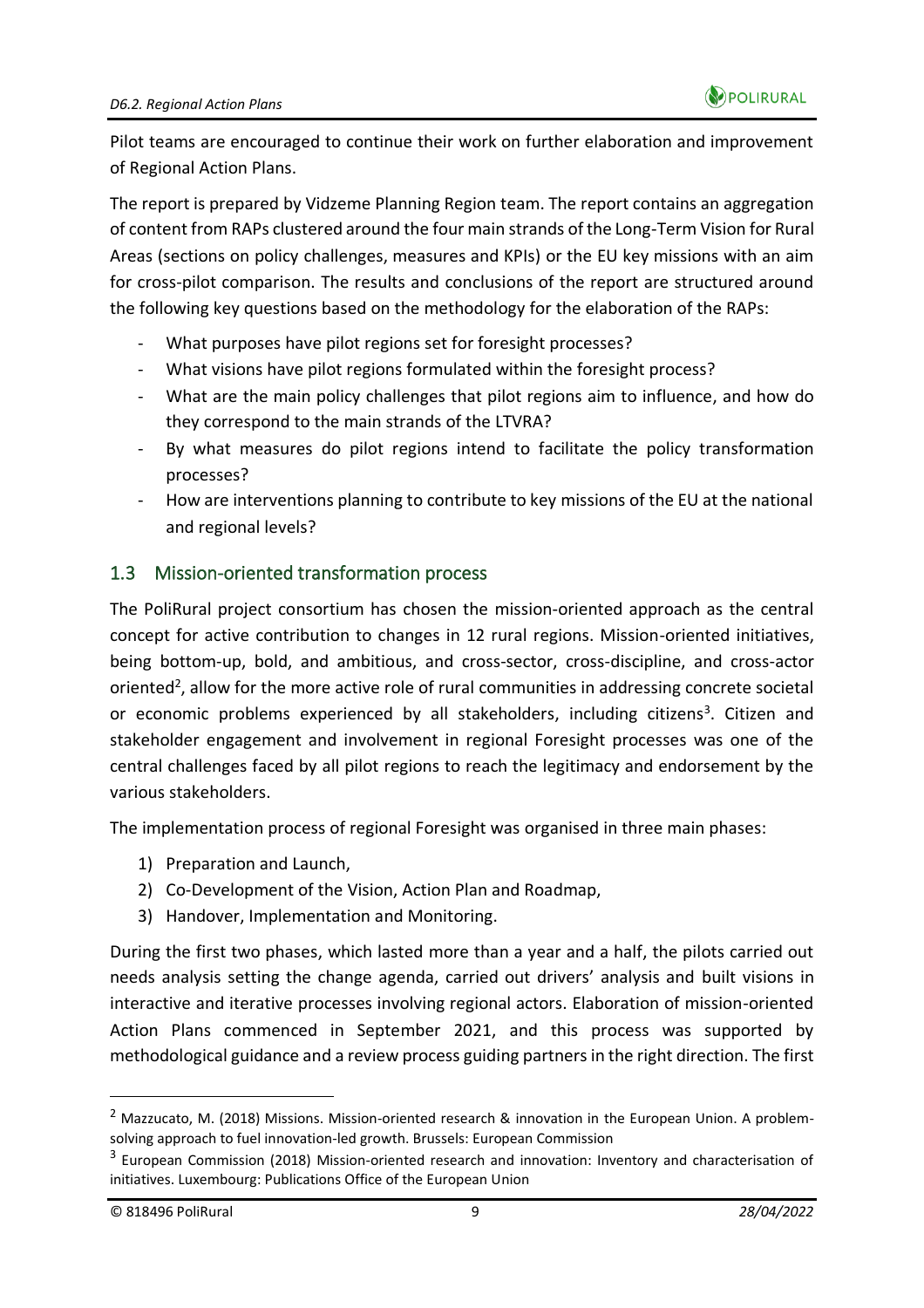Pilot teams are encouraged to continue their work on further elaboration and improvement of Regional Action Plans.

The report is prepared by Vidzeme Planning Region team. The report contains an aggregation of content from RAPs clustered around the four main strands of the Long-Term Vision for Rural Areas (sections on policy challenges, measures and KPIs) or the EU key missions with an aim for cross-pilot comparison. The results and conclusions of the report are structured around the following key questions based on the methodology for the elaboration of the RAPs:

- What purposes have pilot regions set for foresight processes?
- What visions have pilot regions formulated within the foresight process?
- What are the main policy challenges that pilot regions aim to influence, and how do they correspond to the main strands of the LTVRA?
- By what measures do pilot regions intend to facilitate the policy transformation processes?
- How are interventions planning to contribute to key missions of the EU at the national and regional levels?

## 1.3 Mission-oriented transformation process

The PoliRural project consortium has chosen the mission-oriented approach as the central concept for active contribution to changes in 12 rural regions. Mission-oriented initiatives, being bottom-up, bold, and ambitious, and cross-sector, cross-discipline, and cross-actor oriented[2], allow for the more active role of rural communities in addressing concrete societal or economic problems experienced by all stakeholders, including citizens[3]. Citizen and stakeholder engagement and involvement in regional Foresight processes was one of the central challenges faced by all pilot regions to reach the legitimacy and endorsement by the various stakeholders.

The implementation process of regional Foresight was organised in three main phases:

1) Preparation and Launch,
2) Co-Development of the Vision, Action Plan and Roadmap,
3) Handover, Implementation and Monitoring.

During the first two phases, which lasted more than a year and a half, the pilots carried out needs analysis setting the change agenda, carried out drivers' analysis and built visions in interactive and iterative processes involving regional actors. Elaboration of mission-oriented Action Plans commenced in September 2021, and this process was supported by methodological guidance and a review process guiding partners in the right direction. The first

---

[2] Mazzucato, M. (2018) Missions. Mission-oriented research & innovation in the European Union. A problem-solving approach to fuel innovation-led growth. Brussels: European Commission

[3] European Commission (2018) Mission-oriented research and innovation: Inventory and characterisation of initiatives. Luxembourg: Publications Office of the European Union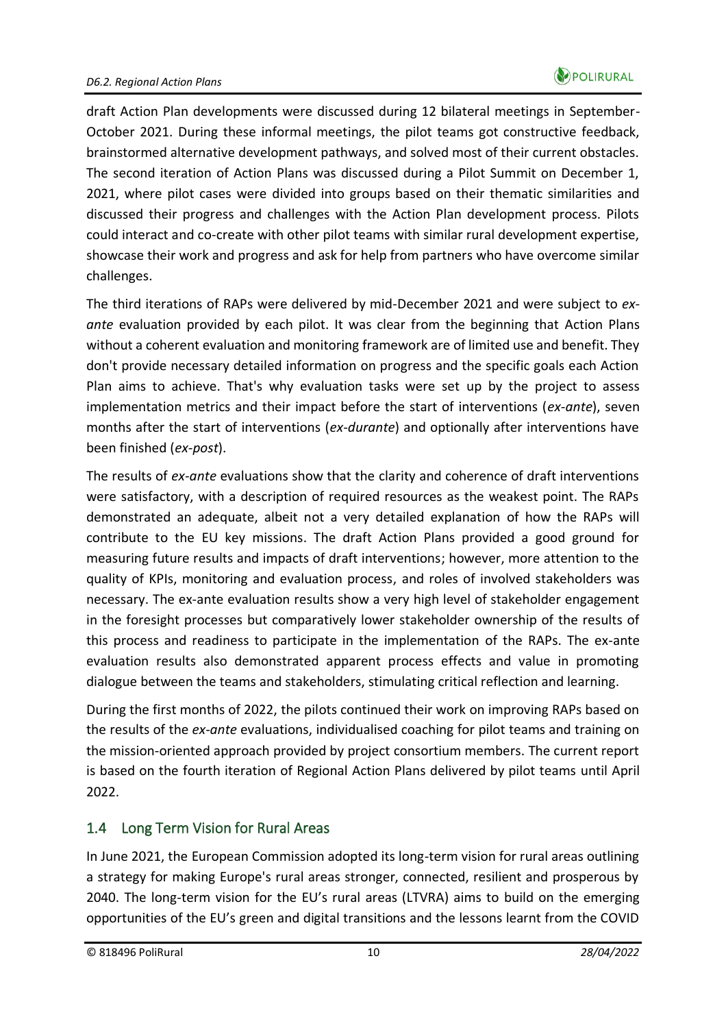draft Action Plan developments were discussed during 12 bilateral meetings in September-October 2021. During these informal meetings, the pilot teams got constructive feedback, brainstormed alternative development pathways, and solved most of their current obstacles. The second iteration of Action Plans was discussed during a Pilot Summit on December 1, 2021, where pilot cases were divided into groups based on their thematic similarities and discussed their progress and challenges with the Action Plan development process. Pilots could interact and co-create with other pilot teams with similar rural development expertise, showcase their work and progress and ask for help from partners who have overcome similar challenges.

The third iterations of RAPs were delivered by mid-December 2021 and were subject to *ex-ante* evaluation provided by each pilot. It was clear from the beginning that Action Plans without a coherent evaluation and monitoring framework are of limited use and benefit. They don't provide necessary detailed information on progress and the specific goals each Action Plan aims to achieve. That's why evaluation tasks were set up by the project to assess implementation metrics and their impact before the start of interventions (*ex-ante*), seven months after the start of interventions (*ex-durante*) and optionally after interventions have been finished (*ex-post*).

The results of *ex-ante* evaluations show that the clarity and coherence of draft interventions were satisfactory, with a description of required resources as the weakest point. The RAPs demonstrated an adequate, albeit not a very detailed explanation of how the RAPs will contribute to the EU key missions. The draft Action Plans provided a good ground for measuring future results and impacts of draft interventions; however, more attention to the quality of KPIs, monitoring and evaluation process, and roles of involved stakeholders was necessary. The ex-ante evaluation results show a very high level of stakeholder engagement in the foresight processes but comparatively lower stakeholder ownership of the results of this process and readiness to participate in the implementation of the RAPs. The ex-ante evaluation results also demonstrated apparent process effects and value in promoting dialogue between the teams and stakeholders, stimulating critical reflection and learning.

During the first months of 2022, the pilots continued their work on improving RAPs based on the results of the *ex-ante* evaluations, individualised coaching for pilot teams and training on the mission-oriented approach provided by project consortium members. The current report is based on the fourth iteration of Regional Action Plans delivered by pilot teams until April 2022.

## 1.4 Long Term Vision for Rural Areas

In June 2021, the European Commission adopted its long-term vision for rural areas outlining a strategy for making Europe's rural areas stronger, connected, resilient and prosperous by 2040. The long-term vision for the EU's rural areas (LTVRA) aims to build on the emerging opportunities of the EU's green and digital transitions and the lessons learnt from the COVID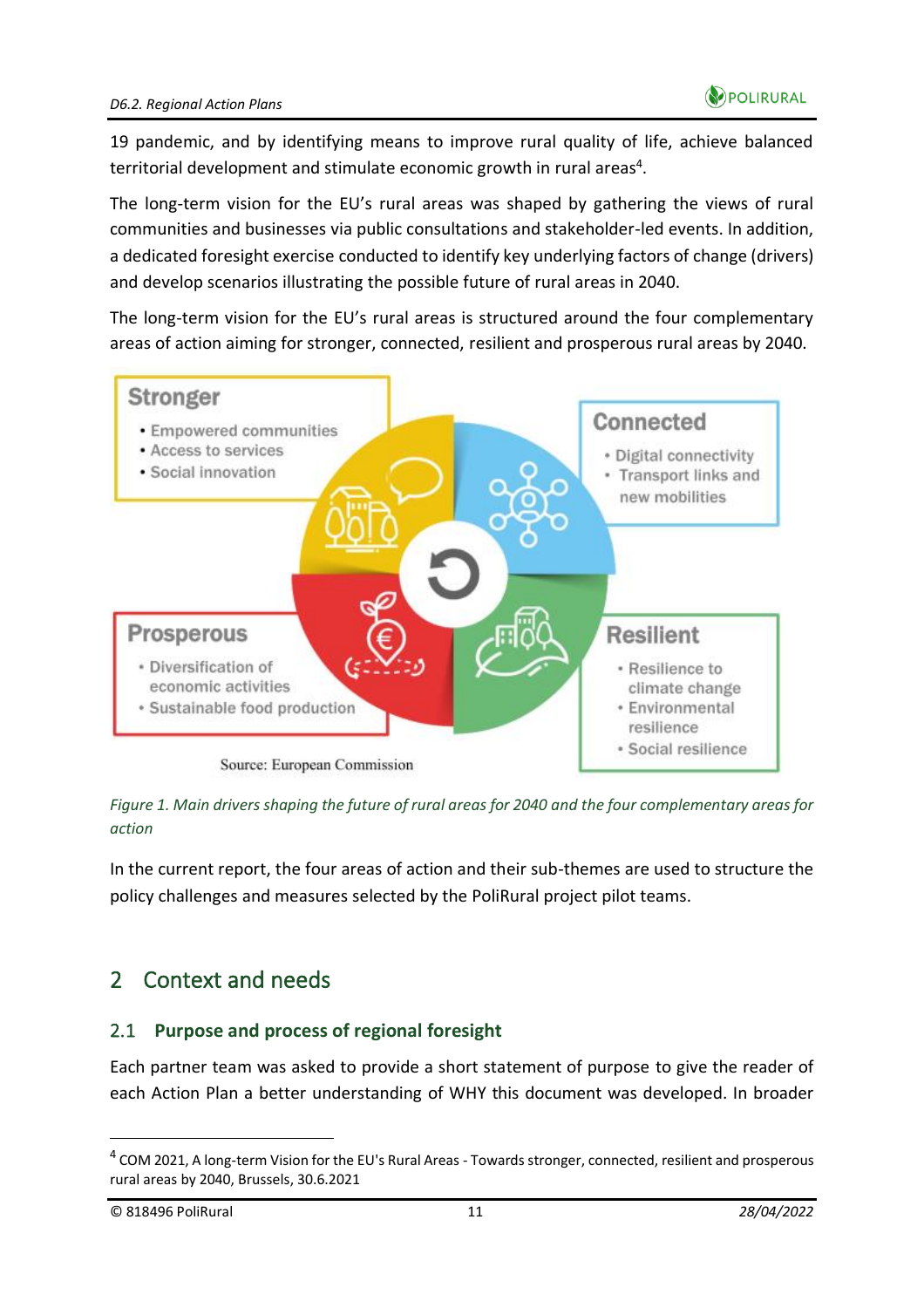19 pandemic, and by identifying means to improve rural quality of life, achieve balanced territorial development and stimulate economic growth in rural areas[4].

The long-term vision for the EU's rural areas was shaped by gathering the views of rural communities and businesses via public consultations and stakeholder-led events. In addition, a dedicated foresight exercise conducted to identify key underlying factors of change (drivers) and develop scenarios illustrating the possible future of rural areas in 2040.

The long-term vision for the EU's rural areas is structured around the four complementary areas of action aiming for stronger, connected, resilient and prosperous rural areas by 2040.

**Stronger**
- Empowered communities
- Access to services
- Social innovation

**Connected**
- Digital connectivity
- Transport links and new mobilities

**Prosperous**
- Diversification of economic activities
- Sustainable food production

**Resilient**
- Resilience to climate change
- Environmental resilience
- Social resilience

Source: European Commission

*Figure 1. Main drivers shaping the future of rural areas for 2040 and the four complementary areas for action*

In the current report, the four areas of action and their sub-themes are used to structure the policy challenges and measures selected by the PoliRural project pilot teams.

# 2 Context and needs

## 2.1 Purpose and process of regional foresight

Each partner team was asked to provide a short statement of purpose to give the reader of each Action Plan a better understanding of WHY this document was developed. In broader

[4] COM 2021, A long-term Vision for the EU's Rural Areas - Towards stronger, connected, resilient and prosperous rural areas by 2040, Brussels, 30.6.2021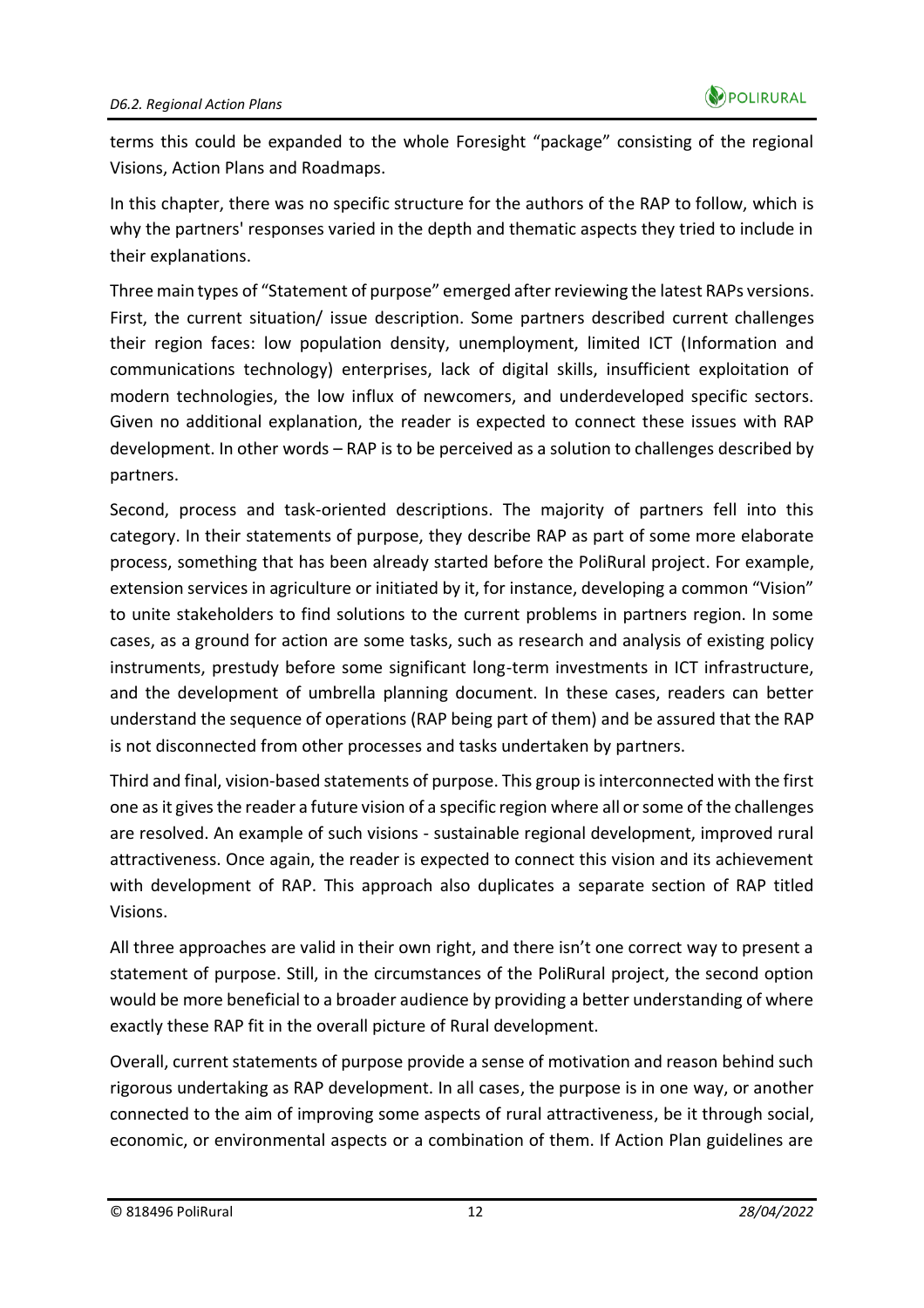terms this could be expanded to the whole Foresight "package" consisting of the regional Visions, Action Plans and Roadmaps.

In this chapter, there was no specific structure for the authors of the RAP to follow, which is why the partners' responses varied in the depth and thematic aspects they tried to include in their explanations.

Three main types of "Statement of purpose" emerged after reviewing the latest RAPs versions. First, the current situation/ issue description. Some partners described current challenges their region faces: low population density, unemployment, limited ICT (Information and communications technology) enterprises, lack of digital skills, insufficient exploitation of modern technologies, the low influx of newcomers, and underdeveloped specific sectors. Given no additional explanation, the reader is expected to connect these issues with RAP development. In other words – RAP is to be perceived as a solution to challenges described by partners.

Second, process and task-oriented descriptions. The majority of partners fell into this category. In their statements of purpose, they describe RAP as part of some more elaborate process, something that has been already started before the PoliRural project. For example, extension services in agriculture or initiated by it, for instance, developing a common "Vision" to unite stakeholders to find solutions to the current problems in partners region. In some cases, as a ground for action are some tasks, such as research and analysis of existing policy instruments, prestudy before some significant long-term investments in ICT infrastructure, and the development of umbrella planning document. In these cases, readers can better understand the sequence of operations (RAP being part of them) and be assured that the RAP is not disconnected from other processes and tasks undertaken by partners.

Third and final, vision-based statements of purpose. This group is interconnected with the first one as it gives the reader a future vision of a specific region where all or some of the challenges are resolved. An example of such visions - sustainable regional development, improved rural attractiveness. Once again, the reader is expected to connect this vision and its achievement with development of RAP. This approach also duplicates a separate section of RAP titled Visions.

All three approaches are valid in their own right, and there isn't one correct way to present a statement of purpose. Still, in the circumstances of the PoliRural project, the second option would be more beneficial to a broader audience by providing a better understanding of where exactly these RAP fit in the overall picture of Rural development.

Overall, current statements of purpose provide a sense of motivation and reason behind such rigorous undertaking as RAP development. In all cases, the purpose is in one way, or another connected to the aim of improving some aspects of rural attractiveness, be it through social, economic, or environmental aspects or a combination of them. If Action Plan guidelines are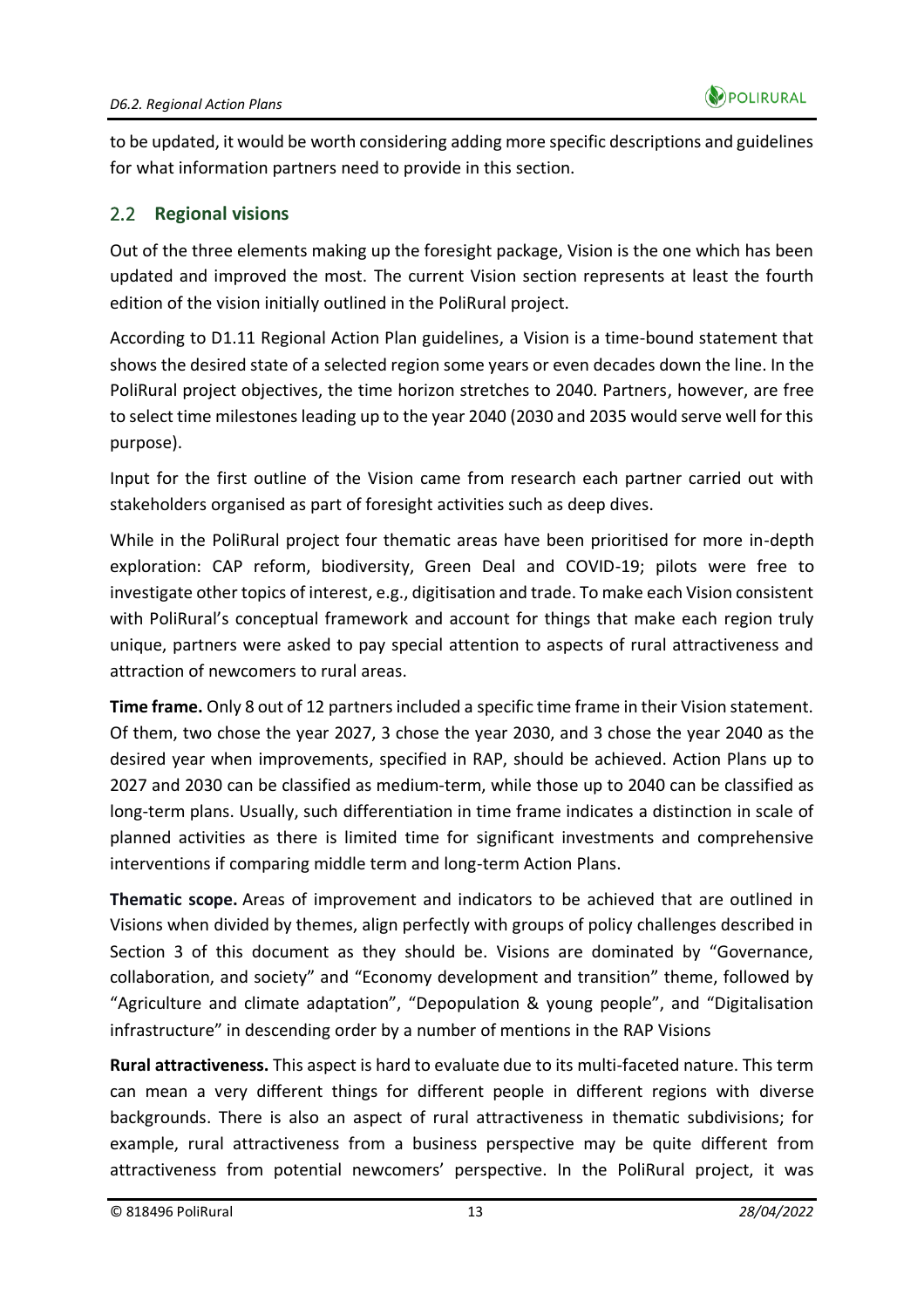to be updated, it would be worth considering adding more specific descriptions and guidelines for what information partners need to provide in this section.

## 2.2 Regional visions

Out of the three elements making up the foresight package, Vision is the one which has been updated and improved the most. The current Vision section represents at least the fourth edition of the vision initially outlined in the PoliRural project.

According to D1.11 Regional Action Plan guidelines, a Vision is a time-bound statement that shows the desired state of a selected region some years or even decades down the line. In the PoliRural project objectives, the time horizon stretches to 2040. Partners, however, are free to select time milestones leading up to the year 2040 (2030 and 2035 would serve well for this purpose).

Input for the first outline of the Vision came from research each partner carried out with stakeholders organised as part of foresight activities such as deep dives.

While in the PoliRural project four thematic areas have been prioritised for more in-depth exploration: CAP reform, biodiversity, Green Deal and COVID-19; pilots were free to investigate other topics of interest, e.g., digitisation and trade. To make each Vision consistent with PoliRural's conceptual framework and account for things that make each region truly unique, partners were asked to pay special attention to aspects of rural attractiveness and attraction of newcomers to rural areas.

**Time frame.** Only 8 out of 12 partners included a specific time frame in their Vision statement. Of them, two chose the year 2027, 3 chose the year 2030, and 3 chose the year 2040 as the desired year when improvements, specified in RAP, should be achieved. Action Plans up to 2027 and 2030 can be classified as medium-term, while those up to 2040 can be classified as long-term plans. Usually, such differentiation in time frame indicates a distinction in scale of planned activities as there is limited time for significant investments and comprehensive interventions if comparing middle term and long-term Action Plans.

**Thematic scope.** Areas of improvement and indicators to be achieved that are outlined in Visions when divided by themes, align perfectly with groups of policy challenges described in Section 3 of this document as they should be. Visions are dominated by "Governance, collaboration, and society" and "Economy development and transition" theme, followed by "Agriculture and climate adaptation", "Depopulation & young people", and "Digitalisation infrastructure" in descending order by a number of mentions in the RAP Visions

**Rural attractiveness.** This aspect is hard to evaluate due to its multi-faceted nature. This term can mean a very different things for different people in different regions with diverse backgrounds. There is also an aspect of rural attractiveness in thematic subdivisions; for example, rural attractiveness from a business perspective may be quite different from attractiveness from potential newcomers' perspective. In the PoliRural project, it was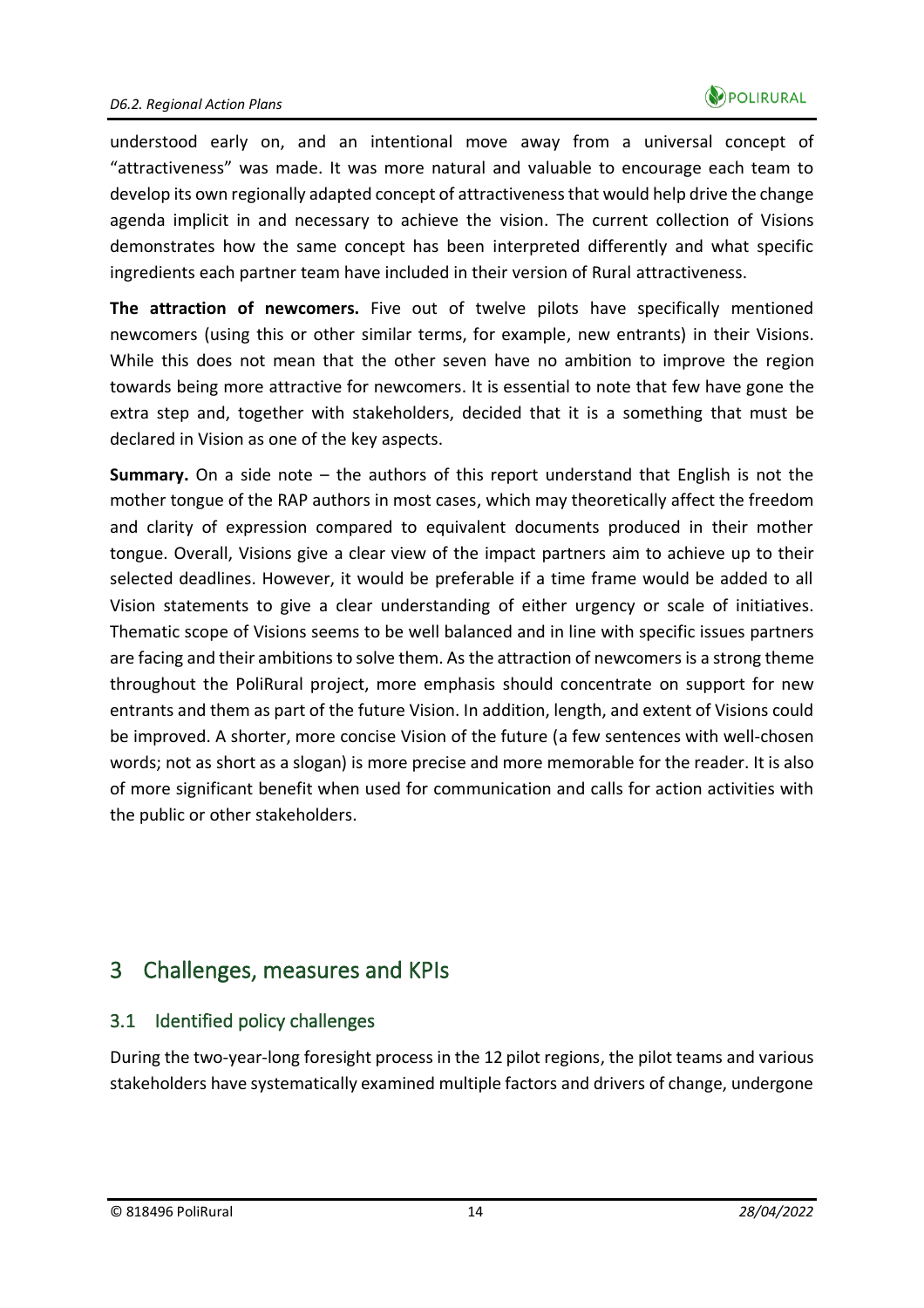understood early on, and an intentional move away from a universal concept of "attractiveness" was made. It was more natural and valuable to encourage each team to develop its own regionally adapted concept of attractiveness that would help drive the change agenda implicit in and necessary to achieve the vision. The current collection of Visions demonstrates how the same concept has been interpreted differently and what specific ingredients each partner team have included in their version of Rural attractiveness.

**The attraction of newcomers.** Five out of twelve pilots have specifically mentioned newcomers (using this or other similar terms, for example, new entrants) in their Visions. While this does not mean that the other seven have no ambition to improve the region towards being more attractive for newcomers. It is essential to note that few have gone the extra step and, together with stakeholders, decided that it is a something that must be declared in Vision as one of the key aspects.

**Summary.** On a side note – the authors of this report understand that English is not the mother tongue of the RAP authors in most cases, which may theoretically affect the freedom and clarity of expression compared to equivalent documents produced in their mother tongue. Overall, Visions give a clear view of the impact partners aim to achieve up to their selected deadlines. However, it would be preferable if a time frame would be added to all Vision statements to give a clear understanding of either urgency or scale of initiatives. Thematic scope of Visions seems to be well balanced and in line with specific issues partners are facing and their ambitions to solve them. As the attraction of newcomers is a strong theme throughout the PoliRural project, more emphasis should concentrate on support for new entrants and them as part of the future Vision. In addition, length, and extent of Visions could be improved. A shorter, more concise Vision of the future (a few sentences with well-chosen words; not as short as a slogan) is more precise and more memorable for the reader. It is also of more significant benefit when used for communication and calls for action activities with the public or other stakeholders.

# 3 Challenges, measures and KPIs

## 3.1 Identified policy challenges

During the two-year-long foresight process in the 12 pilot regions, the pilot teams and various stakeholders have systematically examined multiple factors and drivers of change, undergone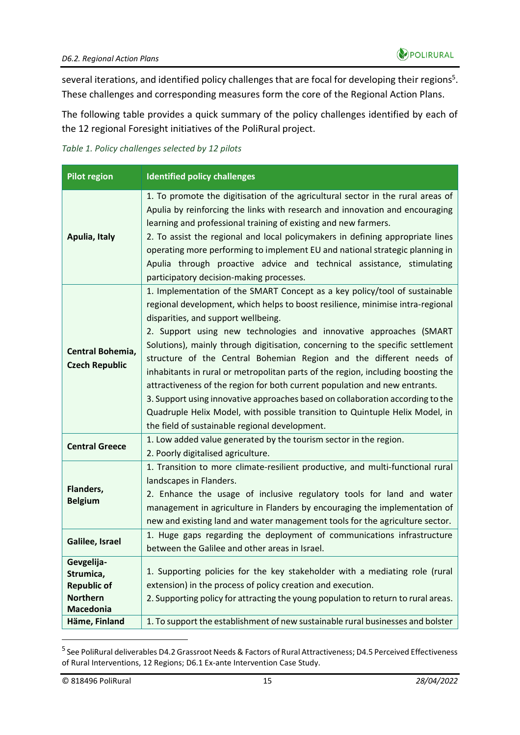several iterations, and identified policy challenges that are focal for developing their regions[5]. These challenges and corresponding measures form the core of the Regional Action Plans.

The following table provides a quick summary of the policy challenges identified by each of the 12 regional Foresight initiatives of the PoliRural project.

*Table 1. Policy challenges selected by 12 pilots*

| Pilot region | Identified policy challenges |
| --- | --- |
| **Apulia, Italy** | 1. To promote the digitisation of the agricultural sector in the rural areas of Apulia by reinforcing the links with research and innovation and encouraging learning and professional training of existing and new farmers.<br>2. To assist the regional and local policymakers in defining appropriate lines operating more performing to implement EU and national strategic planning in Apulia through proactive advice and technical assistance, stimulating participatory decision-making processes. |
| **Central Bohemia, Czech Republic** | 1. Implementation of the SMART Concept as a key policy/tool of sustainable regional development, which helps to boost resilience, minimise intra-regional disparities, and support wellbeing.<br>2. Support using new technologies and innovative approaches (SMART Solutions), mainly through digitisation, concerning to the specific settlement structure of the Central Bohemian Region and the different needs of inhabitants in rural or metropolitan parts of the region, including boosting the attractiveness of the region for both current population and new entrants.<br>3. Support using innovative approaches based on collaboration according to the Quadruple Helix Model, with possible transition to Quintuple Helix Model, in the field of sustainable regional development. |
| **Central Greece** | 1. Low added value generated by the tourism sector in the region.<br>2. Poorly digitalised agriculture. |
| **Flanders, Belgium** | 1. Transition to more climate-resilient productive, and multi-functional rural landscapes in Flanders.<br>2. Enhance the usage of inclusive regulatory tools for land and water management in agriculture in Flanders by encouraging the implementation of new and existing land and water management tools for the agriculture sector. |
| **Galilee, Israel** | 1. Huge gaps regarding the deployment of communications infrastructure between the Galilee and other areas in Israel. |
| **Gevgelija-Strumica, Republic of Northern Macedonia** | 1. Supporting policies for the key stakeholder with a mediating role (rural extension) in the process of policy creation and execution.<br>2. Supporting policy for attracting the young population to return to rural areas. |
| **Häme, Finland** | 1. To support the establishment of new sustainable rural businesses and bolster |

[5] See PoliRural deliverables D4.2 Grassroot Needs & Factors of Rural Attractiveness; D4.5 Perceived Effectiveness of Rural Interventions, 12 Regions; D6.1 Ex-ante Intervention Case Study.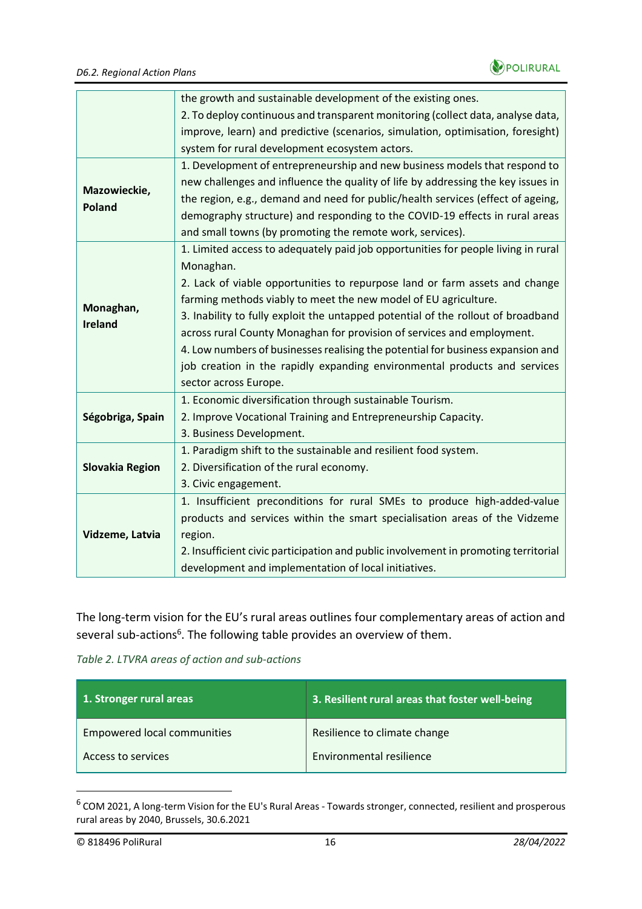| | |
|---|---|
| | the growth and sustainable development of the existing ones.<br>2. To deploy continuous and transparent monitoring (collect data, analyse data, improve, learn) and predictive (scenarios, simulation, optimisation, foresight) system for rural development ecosystem actors. |
| **Mazowieckie, Poland** | 1. Development of entrepreneurship and new business models that respond to new challenges and influence the quality of life by addressing the key issues in the region, e.g., demand and need for public/health services (effect of ageing, demography structure) and responding to the COVID-19 effects in rural areas and small towns (by promoting the remote work, services). |
| **Monaghan, Ireland** | 1. Limited access to adequately paid job opportunities for people living in rural Monaghan.<br>2. Lack of viable opportunities to repurpose land or farm assets and change farming methods viably to meet the new model of EU agriculture.<br>3. Inability to fully exploit the untapped potential of the rollout of broadband across rural County Monaghan for provision of services and employment.<br>4. Low numbers of businesses realising the potential for business expansion and job creation in the rapidly expanding environmental products and services sector across Europe. |
| **Ségobriga, Spain** | 1. Economic diversification through sustainable Tourism.<br>2. Improve Vocational Training and Entrepreneurship Capacity.<br>3. Business Development. |
| **Slovakia Region** | 1. Paradigm shift to the sustainable and resilient food system.<br>2. Diversification of the rural economy.<br>3. Civic engagement. |
| **Vidzeme, Latvia** | 1. Insufficient preconditions for rural SMEs to produce high-added-value products and services within the smart specialisation areas of the Vidzeme region.<br>2. Insufficient civic participation and public involvement in promoting territorial development and implementation of local initiatives. |

The long-term vision for the EU's rural areas outlines four complementary areas of action and several sub-actions[6]. The following table provides an overview of them.

*Table 2. LTVRA areas of action and sub-actions*

| 1. Stronger rural areas | 3. Resilient rural areas that foster well-being |
|---|---|
| Empowered local communities | Resilience to climate change |
| Access to services | Environmental resilience |

[6] COM 2021, A long-term Vision for the EU's Rural Areas - Towards stronger, connected, resilient and prosperous rural areas by 2040, Brussels, 30.6.2021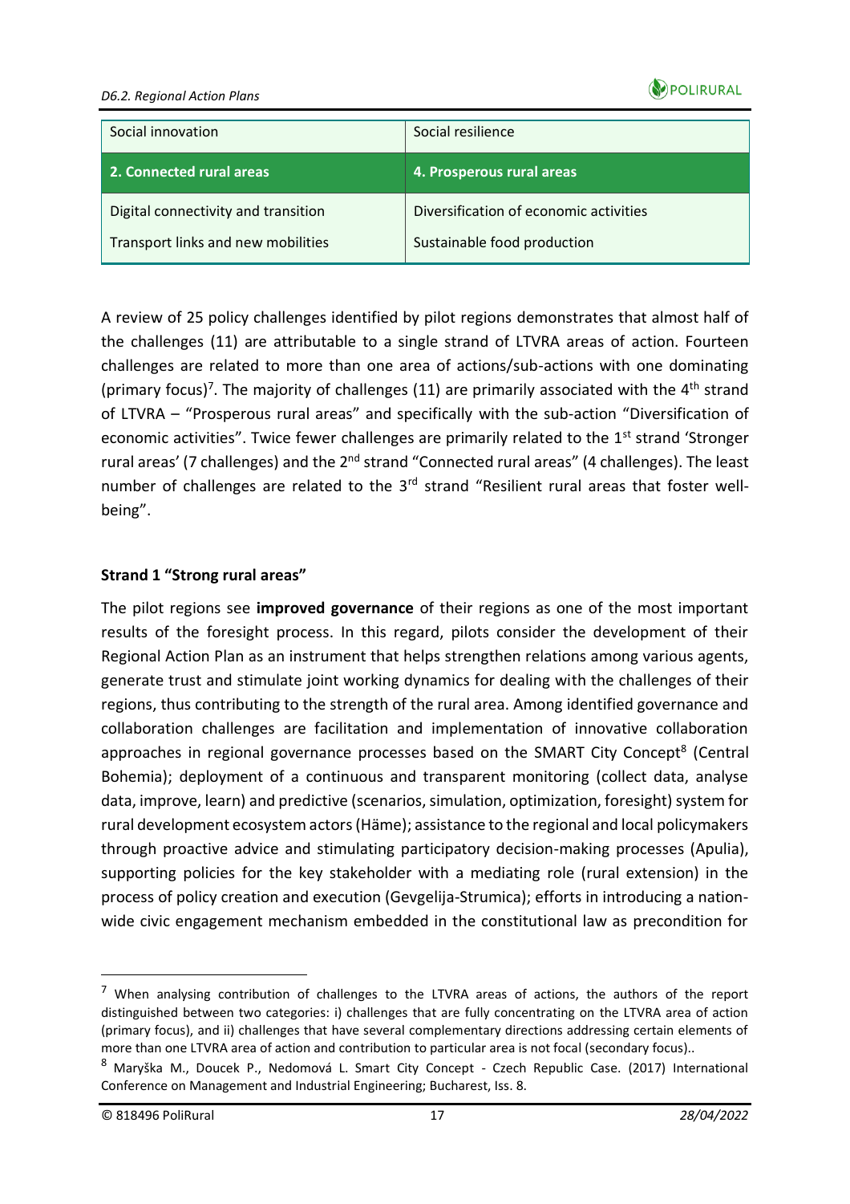| Social innovation | Social resilience |
|---|---|
| **2. Connected rural areas** | **4. Prosperous rural areas** |
| Digital connectivity and transition | Diversification of economic activities |
| Transport links and new mobilities | Sustainable food production |

A review of 25 policy challenges identified by pilot regions demonstrates that almost half of the challenges (11) are attributable to a single strand of LTVRA areas of action. Fourteen challenges are related to more than one area of actions/sub-actions with one dominating (primary focus)[7]. The majority of challenges (11) are primarily associated with the 4th strand of LTVRA – "Prosperous rural areas" and specifically with the sub-action "Diversification of economic activities". Twice fewer challenges are primarily related to the 1st strand 'Stronger rural areas' (7 challenges) and the 2nd strand "Connected rural areas" (4 challenges). The least number of challenges are related to the 3rd strand "Resilient rural areas that foster well-being".

**Strand 1 "Strong rural areas"**

The pilot regions see **improved governance** of their regions as one of the most important results of the foresight process. In this regard, pilots consider the development of their Regional Action Plan as an instrument that helps strengthen relations among various agents, generate trust and stimulate joint working dynamics for dealing with the challenges of their regions, thus contributing to the strength of the rural area. Among identified governance and collaboration challenges are facilitation and implementation of innovative collaboration approaches in regional governance processes based on the SMART City Concept[8] (Central Bohemia); deployment of a continuous and transparent monitoring (collect data, analyse data, improve, learn) and predictive (scenarios, simulation, optimization, foresight) system for rural development ecosystem actors (Häme); assistance to the regional and local policymakers through proactive advice and stimulating participatory decision-making processes (Apulia), supporting policies for the key stakeholder with a mediating role (rural extension) in the process of policy creation and execution (Gevgelija-Strumica); efforts in introducing a nation-wide civic engagement mechanism embedded in the constitutional law as precondition for

[7] When analysing contribution of challenges to the LTVRA areas of actions, the authors of the report distinguished between two categories: i) challenges that are fully concentrating on the LTVRA area of action (primary focus), and ii) challenges that have several complementary directions addressing certain elements of more than one LTVRA area of action and contribution to particular area is not focal (secondary focus)..

[8] Maryška M., Doucek P., Nedomová L. Smart City Concept - Czech Republic Case. (2017) International Conference on Management and Industrial Engineering; Bucharest, Iss. 8.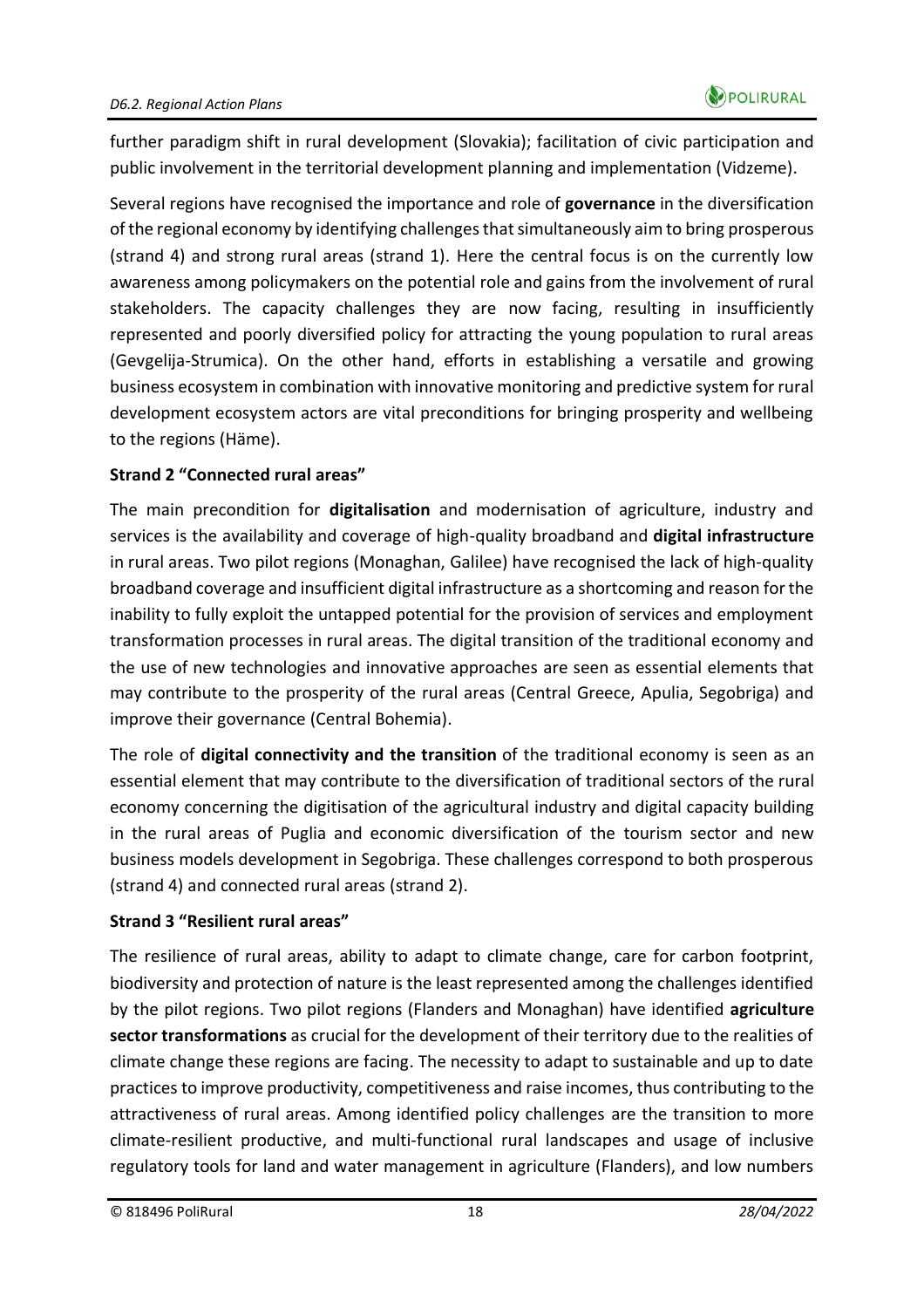further paradigm shift in rural development (Slovakia); facilitation of civic participation and public involvement in the territorial development planning and implementation (Vidzeme).

Several regions have recognised the importance and role of **governance** in the diversification of the regional economy by identifying challenges that simultaneously aim to bring prosperous (strand 4) and strong rural areas (strand 1). Here the central focus is on the currently low awareness among policymakers on the potential role and gains from the involvement of rural stakeholders. The capacity challenges they are now facing, resulting in insufficiently represented and poorly diversified policy for attracting the young population to rural areas (Gevgelija-Strumica). On the other hand, efforts in establishing a versatile and growing business ecosystem in combination with innovative monitoring and predictive system for rural development ecosystem actors are vital preconditions for bringing prosperity and wellbeing to the regions (Häme).

**Strand 2 "Connected rural areas"**

The main precondition for **digitalisation** and modernisation of agriculture, industry and services is the availability and coverage of high-quality broadband and **digital infrastructure** in rural areas. Two pilot regions (Monaghan, Galilee) have recognised the lack of high-quality broadband coverage and insufficient digital infrastructure as a shortcoming and reason for the inability to fully exploit the untapped potential for the provision of services and employment transformation processes in rural areas. The digital transition of the traditional economy and the use of new technologies and innovative approaches are seen as essential elements that may contribute to the prosperity of the rural areas (Central Greece, Apulia, Segobriga) and improve their governance (Central Bohemia).

The role of **digital connectivity and the transition** of the traditional economy is seen as an essential element that may contribute to the diversification of traditional sectors of the rural economy concerning the digitisation of the agricultural industry and digital capacity building in the rural areas of Puglia and economic diversification of the tourism sector and new business models development in Segobriga. These challenges correspond to both prosperous (strand 4) and connected rural areas (strand 2).

**Strand 3 "Resilient rural areas"**

The resilience of rural areas, ability to adapt to climate change, care for carbon footprint, biodiversity and protection of nature is the least represented among the challenges identified by the pilot regions. Two pilot regions (Flanders and Monaghan) have identified **agriculture sector transformations** as crucial for the development of their territory due to the realities of climate change these regions are facing. The necessity to adapt to sustainable and up to date practices to improve productivity, competitiveness and raise incomes, thus contributing to the attractiveness of rural areas. Among identified policy challenges are the transition to more climate-resilient productive, and multi-functional rural landscapes and usage of inclusive regulatory tools for land and water management in agriculture (Flanders), and low numbers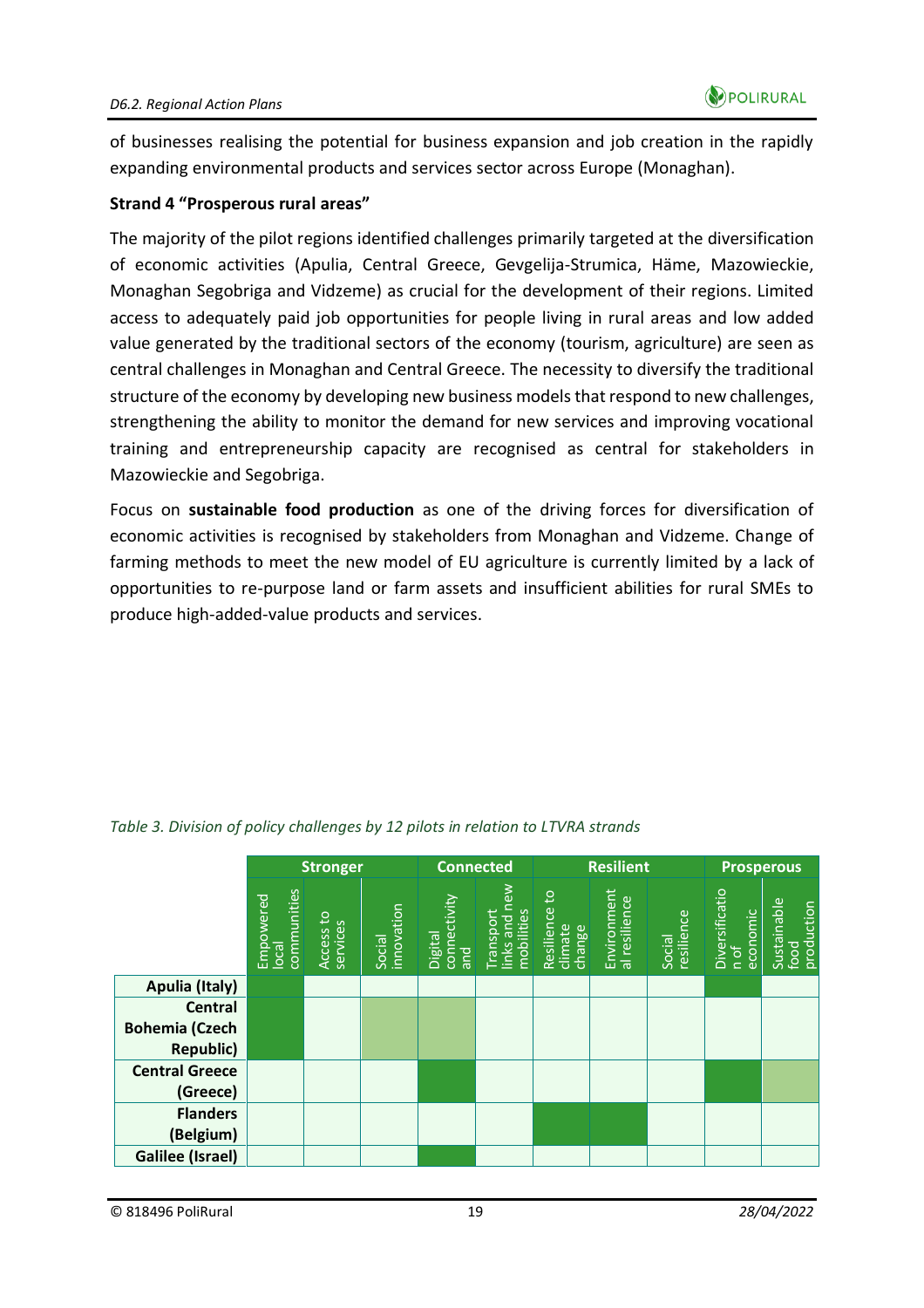of businesses realising the potential for business expansion and job creation in the rapidly expanding environmental products and services sector across Europe (Monaghan).

**Strand 4 "Prosperous rural areas"**

The majority of the pilot regions identified challenges primarily targeted at the diversification of economic activities (Apulia, Central Greece, Gevgelija-Strumica, Häme, Mazowieckie, Monaghan Segobriga and Vidzeme) as crucial for the development of their regions. Limited access to adequately paid job opportunities for people living in rural areas and low added value generated by the traditional sectors of the economy (tourism, agriculture) are seen as central challenges in Monaghan and Central Greece. The necessity to diversify the traditional structure of the economy by developing new business models that respond to new challenges, strengthening the ability to monitor the demand for new services and improving vocational training and entrepreneurship capacity are recognised as central for stakeholders in Mazowieckie and Segobriga.

Focus on **sustainable food production** as one of the driving forces for diversification of economic activities is recognised by stakeholders from Monaghan and Vidzeme. Change of farming methods to meet the new model of EU agriculture is currently limited by a lack of opportunities to re-purpose land or farm assets and insufficient abilities for rural SMEs to produce high-added-value products and services.

*Table 3. Division of policy challenges by 12 pilots in relation to LTVRA strands*

| | Stronger | | | Connected | | Resilient | | | Prosperous | |
|---|---|---|---|---|---|---|---|---|---|---|
| | Empowered local communities | Access to services | Social innovation | Digital connectivity and | Transport links and new mobilities | Resilience to climate change | Environmental resilience | Social resilience | Diversification of economic | Sustainable food production |
| **Apulia (Italy)** | | | | | | | | | | |
| **Central Bohemia (Czech Republic)** | | | | | | | | | | |
| **Central Greece (Greece)** | | | | | | | | | | |
| **Flanders (Belgium)** | | | | | | | | | | |
| **Galilee (Israel)** | | | | | | | | | | |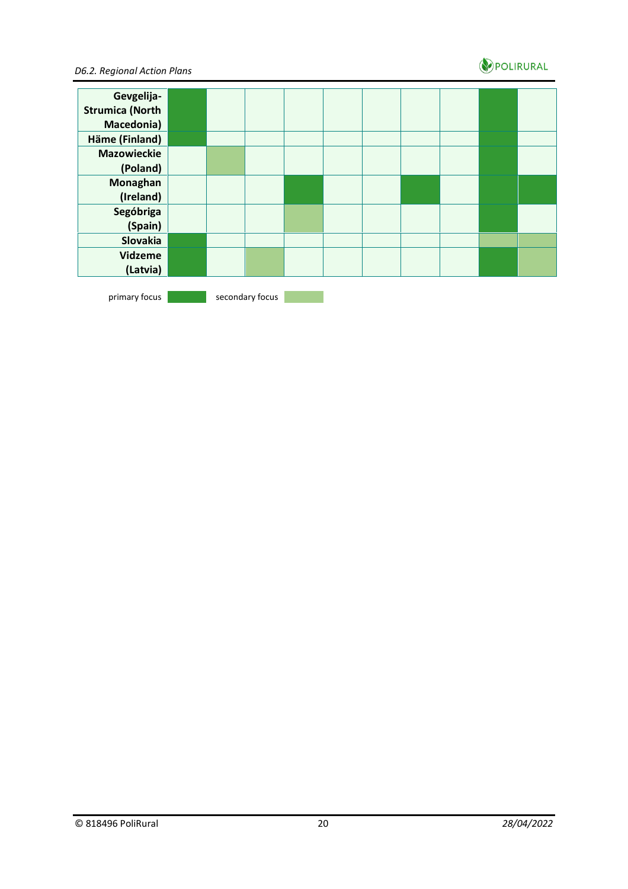| | | | | | | | | | | |
|---|---|---|---|---|---|---|---|---|---|---|
| **Gevgelija-Strumica (North Macedonia)** | primary focus | | | | | | | | primary focus | |
| **Häme (Finland)** | primary focus | | | | | | | | primary focus | |
| **Mazowieckie (Poland)** | | secondary focus | | | | | | | primary focus | |
| **Monaghan (Ireland)** | | | | primary focus | | | primary focus | | primary focus | primary focus |
| **Segóbriga (Spain)** | | | | secondary focus | | | | | primary focus | |
| **Slovakia** | primary focus | | | | | | | | secondary focus | secondary focus |
| **Vidzeme (Latvia)** | primary focus | | secondary focus | | | | | | primary focus | secondary focus |

Legend: primary focus (dark green), secondary focus (light green)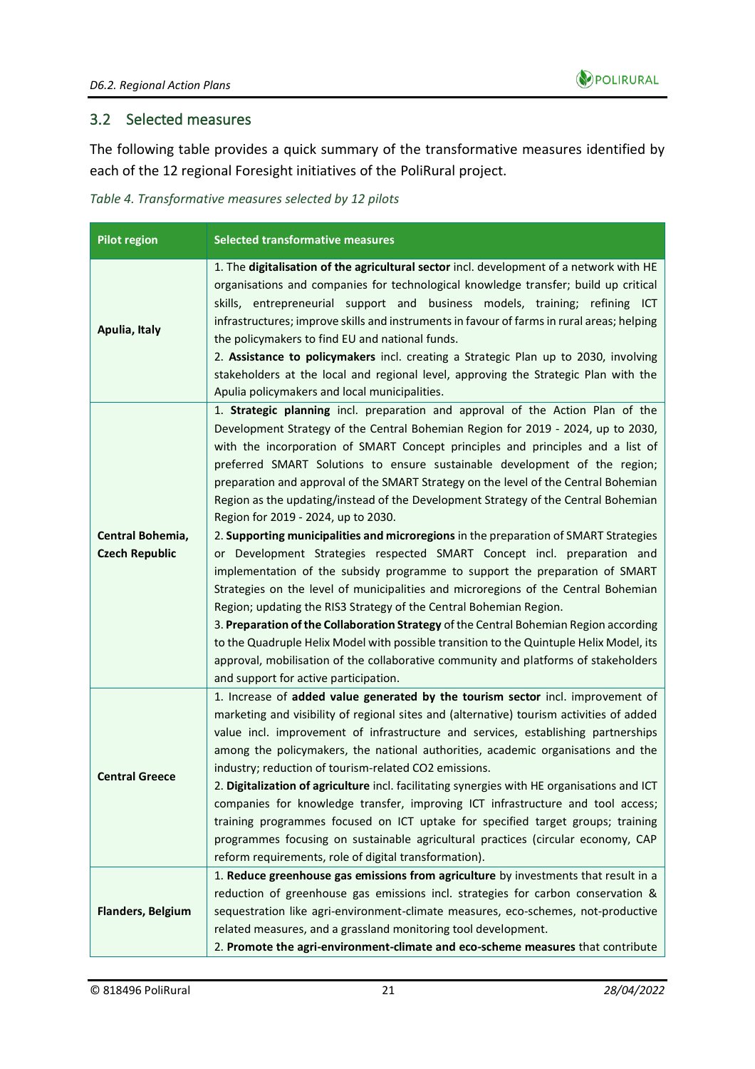## 3.2 Selected measures

The following table provides a quick summary of the transformative measures identified by each of the 12 regional Foresight initiatives of the PoliRural project.

*Table 4. Transformative measures selected by 12 pilots*

| Pilot region | Selected transformative measures |
|---|---|
| **Apulia, Italy** | 1. The **digitalisation of the agricultural sector** incl. development of a network with HE organisations and companies for technological knowledge transfer; build up critical skills, entrepreneurial support and business models, training; refining ICT infrastructures; improve skills and instruments in favour of farms in rural areas; helping the policymakers to find EU and national funds.<br>2. **Assistance to policymakers** incl. creating a Strategic Plan up to 2030, involving stakeholders at the local and regional level, approving the Strategic Plan with the Apulia policymakers and local municipalities. |
| **Central Bohemia, Czech Republic** | 1. **Strategic planning** incl. preparation and approval of the Action Plan of the Development Strategy of the Central Bohemian Region for 2019 - 2024, up to 2030, with the incorporation of SMART Concept principles and principles and a list of preferred SMART Solutions to ensure sustainable development of the region; preparation and approval of the SMART Strategy on the level of the Central Bohemian Region as the updating/instead of the Development Strategy of the Central Bohemian Region for 2019 - 2024, up to 2030.<br>2. **Supporting municipalities and microregions** in the preparation of SMART Strategies or Development Strategies respected SMART Concept incl. preparation and implementation of the subsidy programme to support the preparation of SMART Strategies on the level of municipalities and microregions of the Central Bohemian Region; updating the RIS3 Strategy of the Central Bohemian Region.<br>3. **Preparation of the Collaboration Strategy** of the Central Bohemian Region according to the Quadruple Helix Model with possible transition to the Quintuple Helix Model, its approval, mobilisation of the collaborative community and platforms of stakeholders and support for active participation. |
| **Central Greece** | 1. Increase of **added value generated by the tourism sector** incl. improvement of marketing and visibility of regional sites and (alternative) tourism activities of added value incl. improvement of infrastructure and services, establishing partnerships among the policymakers, the national authorities, academic organisations and the industry; reduction of tourism-related $CO_2$ emissions.<br>2. **Digitalization of agriculture** incl. facilitating synergies with HE organisations and ICT companies for knowledge transfer, improving ICT infrastructure and tool access; training programmes focused on ICT uptake for specified target groups; training programmes focusing on sustainable agricultural practices (circular economy, CAP reform requirements, role of digital transformation). |
| **Flanders, Belgium** | 1. **Reduce greenhouse gas emissions from agriculture** by investments that result in a reduction of greenhouse gas emissions incl. strategies for carbon conservation & sequestration like agri-environment-climate measures, eco-schemes, not-productive related measures, and a grassland monitoring tool development.<br>2. **Promote the agri-environment-climate and eco-scheme measures** that contribute |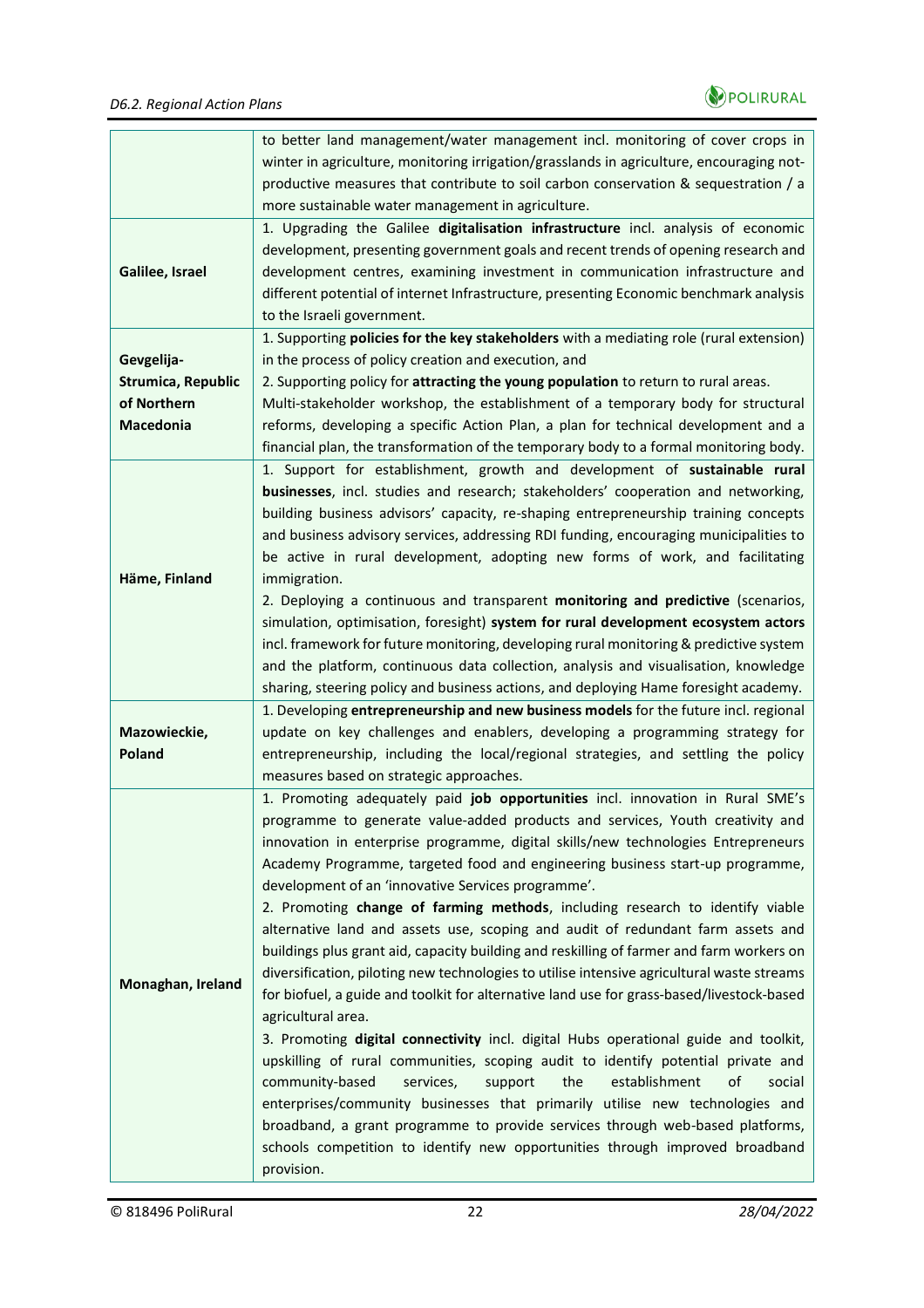| | |
|---|---|
| | to better land management/water management incl. monitoring of cover crops in winter in agriculture, monitoring irrigation/grasslands in agriculture, encouraging not-productive measures that contribute to soil carbon conservation & sequestration / a more sustainable water management in agriculture. |
| **Galilee, Israel** | 1. Upgrading the Galilee **digitalisation infrastructure** incl. analysis of economic development, presenting government goals and recent trends of opening research and development centres, examining investment in communication infrastructure and different potential of internet Infrastructure, presenting Economic benchmark analysis to the Israeli government. |
| **Gevgelija-Strumica, Republic of Northern Macedonia** | 1. Supporting **policies for the key stakeholders** with a mediating role (rural extension) in the process of policy creation and execution, and<br>2. Supporting policy for **attracting the young population** to return to rural areas.<br>Multi-stakeholder workshop, the establishment of a temporary body for structural reforms, developing a specific Action Plan, a plan for technical development and a financial plan, the transformation of the temporary body to a formal monitoring body. |
| **Häme, Finland** | 1. Support for establishment, growth and development of **sustainable rural businesses**, incl. studies and research; stakeholders' cooperation and networking, building business advisors' capacity, re-shaping entrepreneurship training concepts and business advisory services, addressing RDI funding, encouraging municipalities to be active in rural development, adopting new forms of work, and facilitating immigration.<br>2. Deploying a continuous and transparent **monitoring and predictive** (scenarios, simulation, optimisation, foresight) **system for rural development ecosystem actors** incl. framework for future monitoring, developing rural monitoring & predictive system and the platform, continuous data collection, analysis and visualisation, knowledge sharing, steering policy and business actions, and deploying Hame foresight academy. |
| **Mazowieckie, Poland** | 1. Developing **entrepreneurship and new business models** for the future incl. regional update on key challenges and enablers, developing a programming strategy for entrepreneurship, including the local/regional strategies, and settling the policy measures based on strategic approaches. |
| **Monaghan, Ireland** | 1. Promoting adequately paid **job opportunities** incl. innovation in Rural SME's programme to generate value-added products and services, Youth creativity and innovation in enterprise programme, digital skills/new technologies Entrepreneurs Academy Programme, targeted food and engineering business start-up programme, development of an 'innovative Services programme'.<br>2. Promoting **change of farming methods**, including research to identify viable alternative land and assets use, scoping and audit of redundant farm assets and buildings plus grant aid, capacity building and reskilling of farmer and farm workers on diversification, piloting new technologies to utilise intensive agricultural waste streams for biofuel, a guide and toolkit for alternative land use for grass-based/livestock-based agricultural area.<br>3. Promoting **digital connectivity** incl. digital Hubs operational guide and toolkit, upskilling of rural communities, scoping audit to identify potential private and community-based services, support the establishment of social enterprises/community businesses that primarily utilise new technologies and broadband, a grant programme to provide services through web-based platforms, schools competition to identify new opportunities through improved broadband provision. |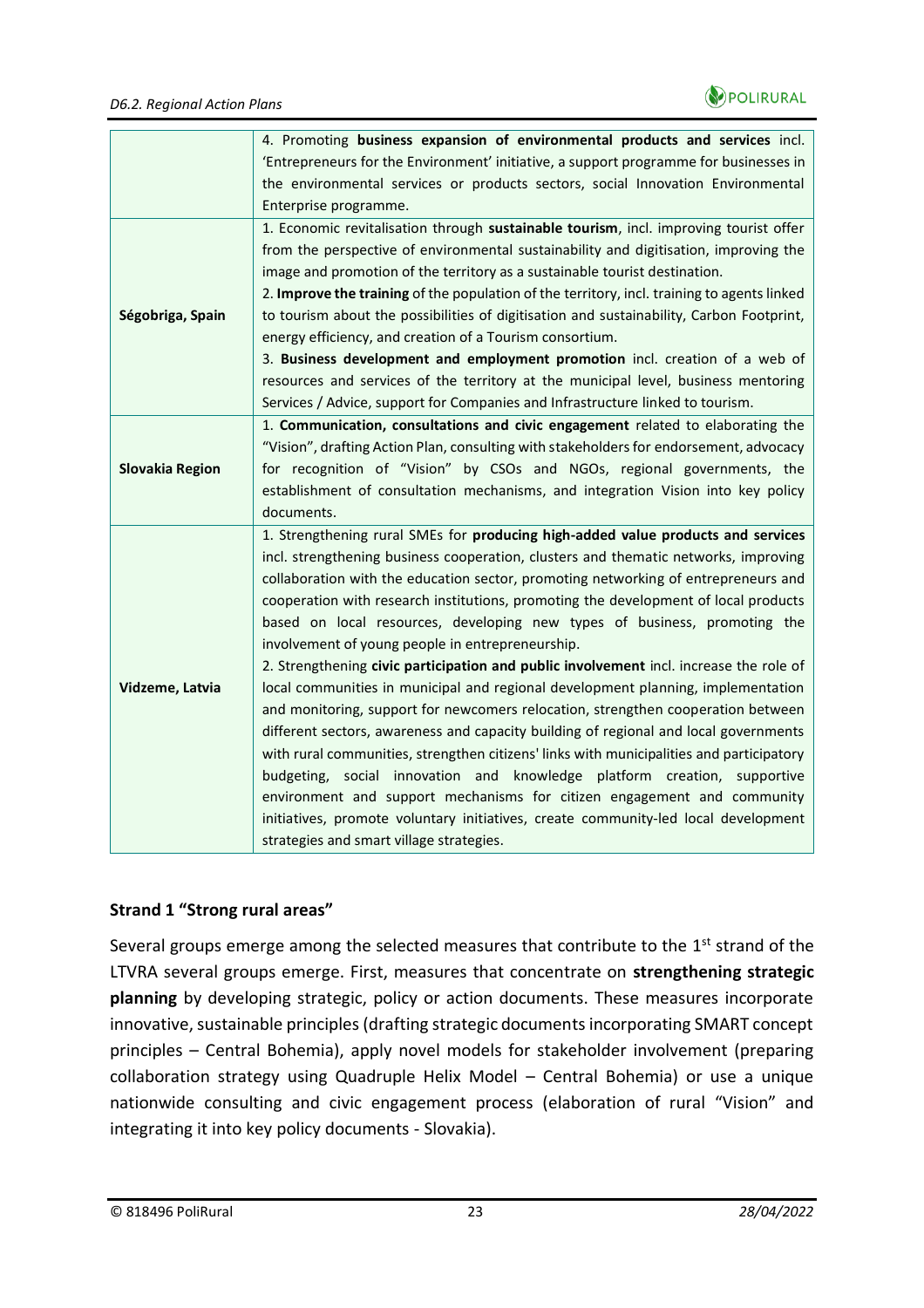| | |
|---|---|
| | 4. Promoting **business expansion of environmental products and services** incl. 'Entrepreneurs for the Environment' initiative, a support programme for businesses in the environmental services or products sectors, social Innovation Environmental Enterprise programme. |
| **Ségobriga, Spain** | 1. Economic revitalisation through **sustainable tourism**, incl. improving tourist offer from the perspective of environmental sustainability and digitisation, improving the image and promotion of the territory as a sustainable tourist destination.<br>2. **Improve the training** of the population of the territory, incl. training to agents linked to tourism about the possibilities of digitisation and sustainability, Carbon Footprint, energy efficiency, and creation of a Tourism consortium.<br>3. **Business development and employment promotion** incl. creation of a web of resources and services of the territory at the municipal level, business mentoring Services / Advice, support for Companies and Infrastructure linked to tourism. |
| **Slovakia Region** | 1. **Communication, consultations and civic engagement** related to elaborating the "Vision", drafting Action Plan, consulting with stakeholders for endorsement, advocacy for recognition of "Vision" by CSOs and NGOs, regional governments, the establishment of consultation mechanisms, and integration Vision into key policy documents. |
| **Vidzeme, Latvia** | 1. Strengthening rural SMEs for **producing high-added value products and services** incl. strengthening business cooperation, clusters and thematic networks, improving collaboration with the education sector, promoting networking of entrepreneurs and cooperation with research institutions, promoting the development of local products based on local resources, developing new types of business, promoting the involvement of young people in entrepreneurship.<br>2. Strengthening **civic participation and public involvement** incl. increase the role of local communities in municipal and regional development planning, implementation and monitoring, support for newcomers relocation, strengthen cooperation between different sectors, awareness and capacity building of regional and local governments with rural communities, strengthen citizens' links with municipalities and participatory budgeting, social innovation and knowledge platform creation, supportive environment and support mechanisms for citizen engagement and community initiatives, promote voluntary initiatives, create community-led local development strategies and smart village strategies. |

### Strand 1 "Strong rural areas"

Several groups emerge among the selected measures that contribute to the 1st strand of the LTVRA several groups emerge. First, measures that concentrate on **strengthening strategic planning** by developing strategic, policy or action documents. These measures incorporate innovative, sustainable principles (drafting strategic documents incorporating SMART concept principles – Central Bohemia), apply novel models for stakeholder involvement (preparing collaboration strategy using Quadruple Helix Model – Central Bohemia) or use a unique nationwide consulting and civic engagement process (elaboration of rural "Vision" and integrating it into key policy documents - Slovakia).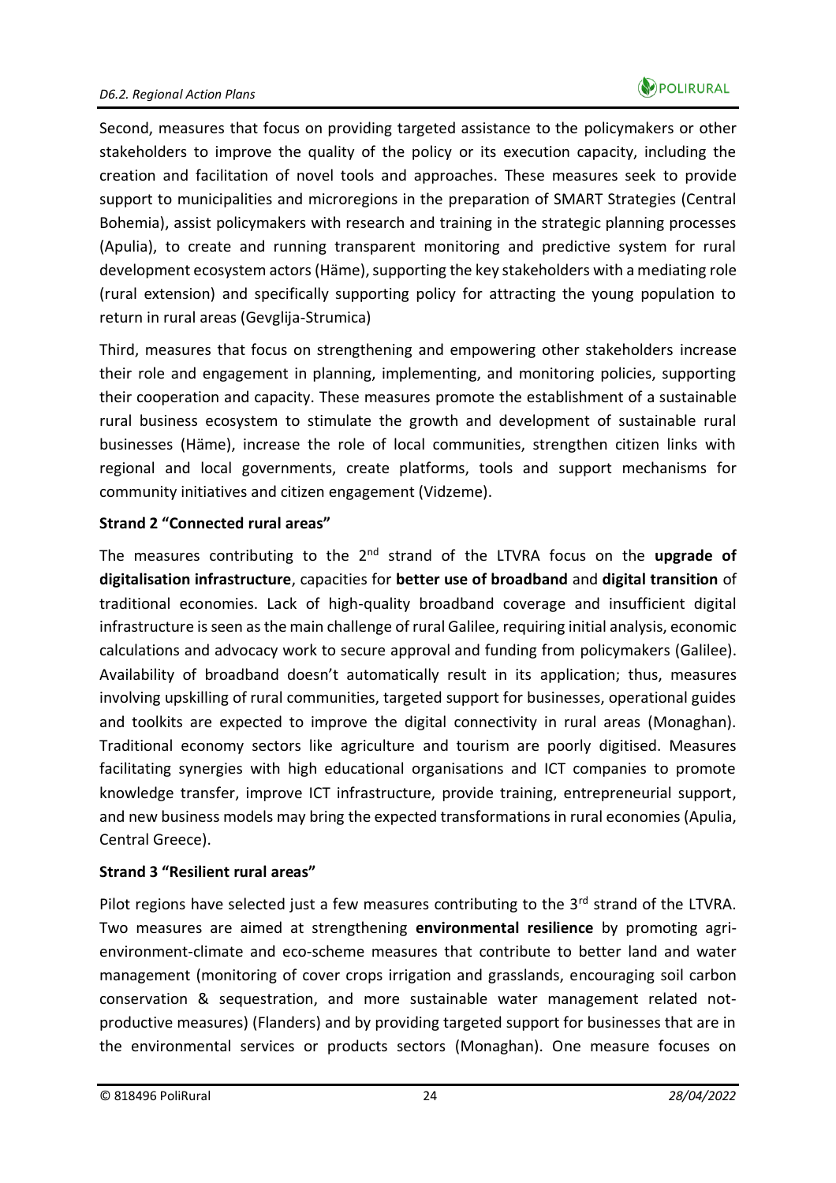Second, measures that focus on providing targeted assistance to the policymakers or other stakeholders to improve the quality of the policy or its execution capacity, including the creation and facilitation of novel tools and approaches. These measures seek to provide support to municipalities and microregions in the preparation of SMART Strategies (Central Bohemia), assist policymakers with research and training in the strategic planning processes (Apulia), to create and running transparent monitoring and predictive system for rural development ecosystem actors (Häme), supporting the key stakeholders with a mediating role (rural extension) and specifically supporting policy for attracting the young population to return in rural areas (Gevglija-Strumica)

Third, measures that focus on strengthening and empowering other stakeholders increase their role and engagement in planning, implementing, and monitoring policies, supporting their cooperation and capacity. These measures promote the establishment of a sustainable rural business ecosystem to stimulate the growth and development of sustainable rural businesses (Häme), increase the role of local communities, strengthen citizen links with regional and local governments, create platforms, tools and support mechanisms for community initiatives and citizen engagement (Vidzeme).

**Strand 2 "Connected rural areas"**

The measures contributing to the 2nd strand of the LTVRA focus on the **upgrade of digitalisation infrastructure**, capacities for **better use of broadband** and **digital transition** of traditional economies. Lack of high-quality broadband coverage and insufficient digital infrastructure is seen as the main challenge of rural Galilee, requiring initial analysis, economic calculations and advocacy work to secure approval and funding from policymakers (Galilee). Availability of broadband doesn't automatically result in its application; thus, measures involving upskilling of rural communities, targeted support for businesses, operational guides and toolkits are expected to improve the digital connectivity in rural areas (Monaghan). Traditional economy sectors like agriculture and tourism are poorly digitised. Measures facilitating synergies with high educational organisations and ICT companies to promote knowledge transfer, improve ICT infrastructure, provide training, entrepreneurial support, and new business models may bring the expected transformations in rural economies (Apulia, Central Greece).

**Strand 3 "Resilient rural areas"**

Pilot regions have selected just a few measures contributing to the 3rd strand of the LTVRA. Two measures are aimed at strengthening **environmental resilience** by promoting agri-environment-climate and eco-scheme measures that contribute to better land and water management (monitoring of cover crops irrigation and grasslands, encouraging soil carbon conservation & sequestration, and more sustainable water management related not-productive measures) (Flanders) and by providing targeted support for businesses that are in the environmental services or products sectors (Monaghan). One measure focuses on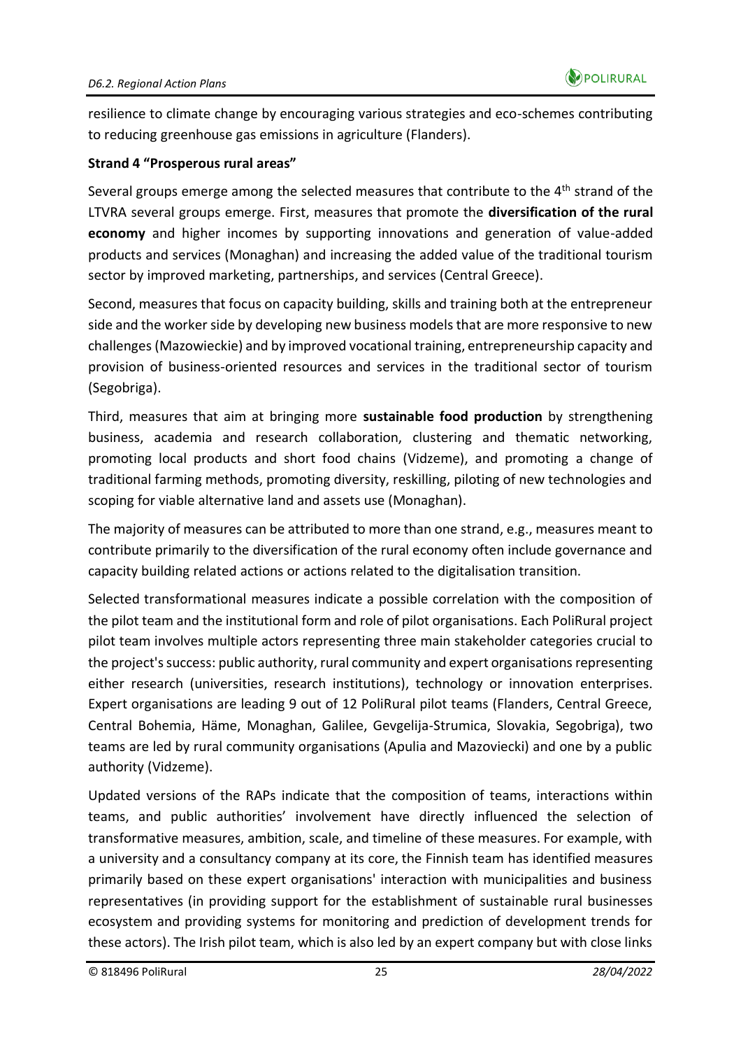resilience to climate change by encouraging various strategies and eco-schemes contributing to reducing greenhouse gas emissions in agriculture (Flanders).

**Strand 4 "Prosperous rural areas"**

Several groups emerge among the selected measures that contribute to the 4th strand of the LTVRA several groups emerge. First, measures that promote the **diversification of the rural economy** and higher incomes by supporting innovations and generation of value-added products and services (Monaghan) and increasing the added value of the traditional tourism sector by improved marketing, partnerships, and services (Central Greece).

Second, measures that focus on capacity building, skills and training both at the entrepreneur side and the worker side by developing new business models that are more responsive to new challenges (Mazowieckie) and by improved vocational training, entrepreneurship capacity and provision of business-oriented resources and services in the traditional sector of tourism (Segobriga).

Third, measures that aim at bringing more **sustainable food production** by strengthening business, academia and research collaboration, clustering and thematic networking, promoting local products and short food chains (Vidzeme), and promoting a change of traditional farming methods, promoting diversity, reskilling, piloting of new technologies and scoping for viable alternative land and assets use (Monaghan).

The majority of measures can be attributed to more than one strand, e.g., measures meant to contribute primarily to the diversification of the rural economy often include governance and capacity building related actions or actions related to the digitalisation transition.

Selected transformational measures indicate a possible correlation with the composition of the pilot team and the institutional form and role of pilot organisations. Each PoliRural project pilot team involves multiple actors representing three main stakeholder categories crucial to the project's success: public authority, rural community and expert organisations representing either research (universities, research institutions), technology or innovation enterprises. Expert organisations are leading 9 out of 12 PoliRural pilot teams (Flanders, Central Greece, Central Bohemia, Häme, Monaghan, Galilee, Gevgelija-Strumica, Slovakia, Segobriga), two teams are led by rural community organisations (Apulia and Mazoviecki) and one by a public authority (Vidzeme).

Updated versions of the RAPs indicate that the composition of teams, interactions within teams, and public authorities' involvement have directly influenced the selection of transformative measures, ambition, scale, and timeline of these measures. For example, with a university and a consultancy company at its core, the Finnish team has identified measures primarily based on these expert organisations' interaction with municipalities and business representatives (in providing support for the establishment of sustainable rural businesses ecosystem and providing systems for monitoring and prediction of development trends for these actors). The Irish pilot team, which is also led by an expert company but with close links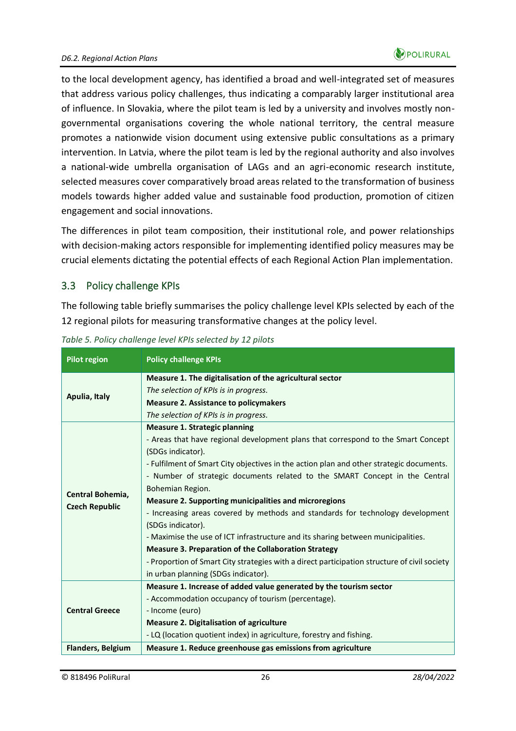to the local development agency, has identified a broad and well-integrated set of measures that address various policy challenges, thus indicating a comparably larger institutional area of influence. In Slovakia, where the pilot team is led by a university and involves mostly non-governmental organisations covering the whole national territory, the central measure promotes a nationwide vision document using extensive public consultations as a primary intervention. In Latvia, where the pilot team is led by the regional authority and also involves a national-wide umbrella organisation of LAGs and an agri-economic research institute, selected measures cover comparatively broad areas related to the transformation of business models towards higher added value and sustainable food production, promotion of citizen engagement and social innovations.

The differences in pilot team composition, their institutional role, and power relationships with decision-making actors responsible for implementing identified policy measures may be crucial elements dictating the potential effects of each Regional Action Plan implementation.

## 3.3 Policy challenge KPIs

The following table briefly summarises the policy challenge level KPIs selected by each of the 12 regional pilots for measuring transformative changes at the policy level.

*Table 5. Policy challenge level KPIs selected by 12 pilots*

| Pilot region | Policy challenge KPIs |
|---|---|
| **Apulia, Italy** | **Measure 1. The digitalisation of the agricultural sector**<br>*The selection of KPIs is in progress.*<br>**Measure 2. Assistance to policymakers**<br>*The selection of KPIs is in progress.* |
| **Central Bohemia, Czech Republic** | **Measure 1. Strategic planning**<br>- Areas that have regional development plans that correspond to the Smart Concept (SDGs indicator).<br>- Fulfilment of Smart City objectives in the action plan and other strategic documents.<br>- Number of strategic documents related to the SMART Concept in the Central Bohemian Region.<br>**Measure 2. Supporting municipalities and microregions**<br>- Increasing areas covered by methods and standards for technology development (SDGs indicator).<br>- Maximise the use of ICT infrastructure and its sharing between municipalities.<br>**Measure 3. Preparation of the Collaboration Strategy**<br>- Proportion of Smart City strategies with a direct participation structure of civil society in urban planning (SDGs indicator). |
| **Central Greece** | **Measure 1. Increase of added value generated by the tourism sector**<br>- Accommodation occupancy of tourism (percentage).<br>- Income (euro)<br>**Measure 2. Digitalisation of agriculture**<br>- LQ (location quotient index) in agriculture, forestry and fishing. |
| **Flanders, Belgium** | **Measure 1. Reduce greenhouse gas emissions from agriculture** |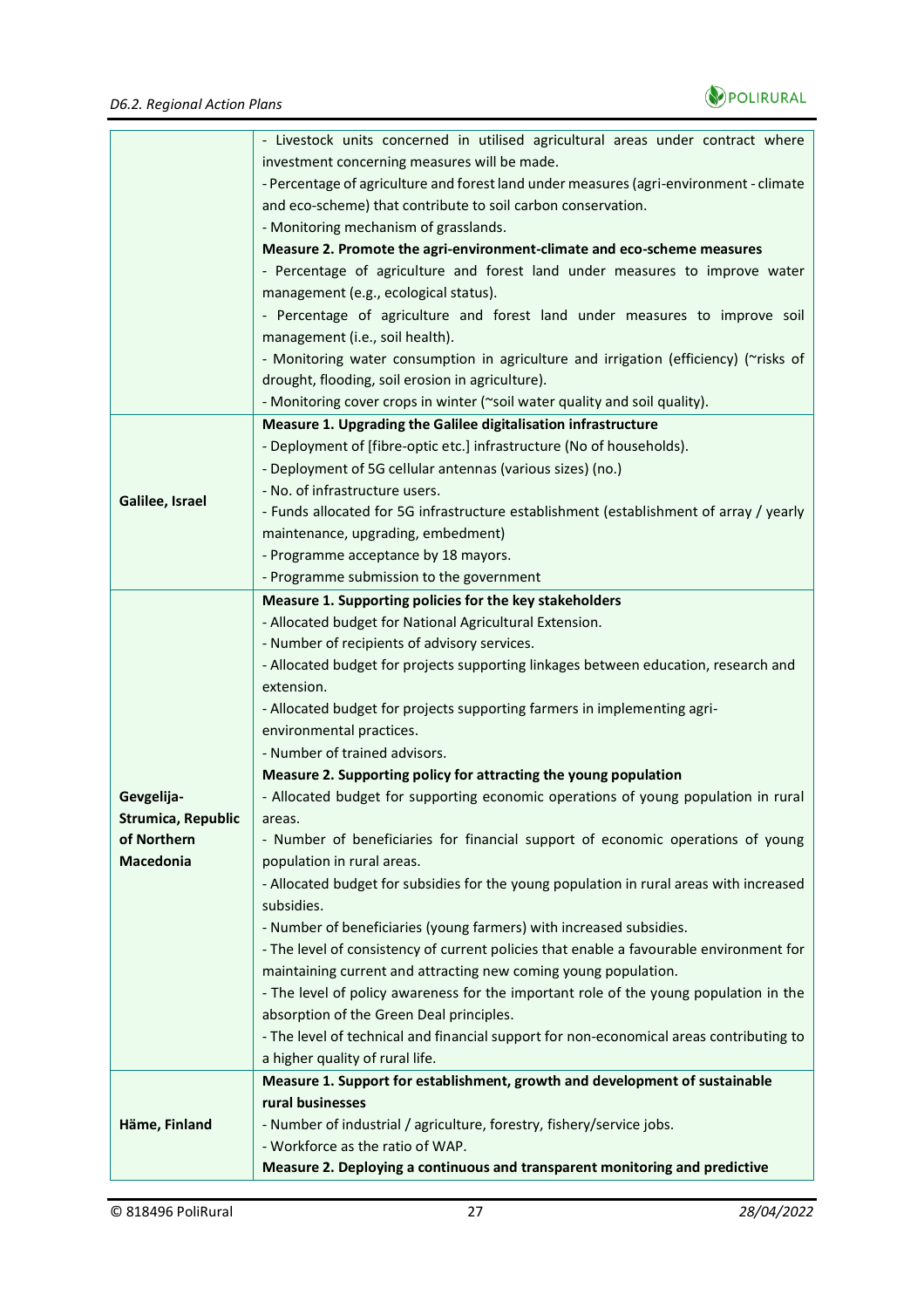| | |
|---|---|
| | - Livestock units concerned in utilised agricultural areas under contract where investment concerning measures will be made.<br>- Percentage of agriculture and forest land under measures (agri-environment - climate and eco-scheme) that contribute to soil carbon conservation.<br>- Monitoring mechanism of grasslands.<br>**Measure 2. Promote the agri-environment-climate and eco-scheme measures**<br>- Percentage of agriculture and forest land under measures to improve water management (e.g., ecological status).<br>- Percentage of agriculture and forest land under measures to improve soil management (i.e., soil health).<br>- Monitoring water consumption in agriculture and irrigation (efficiency) (~risks of drought, flooding, soil erosion in agriculture).<br>- Monitoring cover crops in winter (~soil water quality and soil quality). |
| **Galilee, Israel** | **Measure 1. Upgrading the Galilee digitalisation infrastructure**<br>- Deployment of [fibre-optic etc.] infrastructure (No of households).<br>- Deployment of 5G cellular antennas (various sizes) (no.)<br>- No. of infrastructure users.<br>- Funds allocated for 5G infrastructure establishment (establishment of array / yearly maintenance, upgrading, embedment)<br>- Programme acceptance by 18 mayors.<br>- Programme submission to the government |
| **Gevgelija-Strumica, Republic of Northern Macedonia** | **Measure 1. Supporting policies for the key stakeholders**<br>- Allocated budget for National Agricultural Extension.<br>- Number of recipients of advisory services.<br>- Allocated budget for projects supporting linkages between education, research and extension.<br>- Allocated budget for projects supporting farmers in implementing agri-environmental practices.<br>- Number of trained advisors.<br>**Measure 2. Supporting policy for attracting the young population**<br>- Allocated budget for supporting economic operations of young population in rural areas.<br>- Number of beneficiaries for financial support of economic operations of young population in rural areas.<br>- Allocated budget for subsidies for the young population in rural areas with increased subsidies.<br>- Number of beneficiaries (young farmers) with increased subsidies.<br>- The level of consistency of current policies that enable a favourable environment for maintaining current and attracting new coming young population.<br>- The level of policy awareness for the important role of the young population in the absorption of the Green Deal principles.<br>- The level of technical and financial support for non-economical areas contributing to a higher quality of rural life. |
| **Häme, Finland** | **Measure 1. Support for establishment, growth and development of sustainable rural businesses**<br>- Number of industrial / agriculture, forestry, fishery/service jobs.<br>- Workforce as the ratio of WAP.<br>**Measure 2. Deploying a continuous and transparent monitoring and predictive** |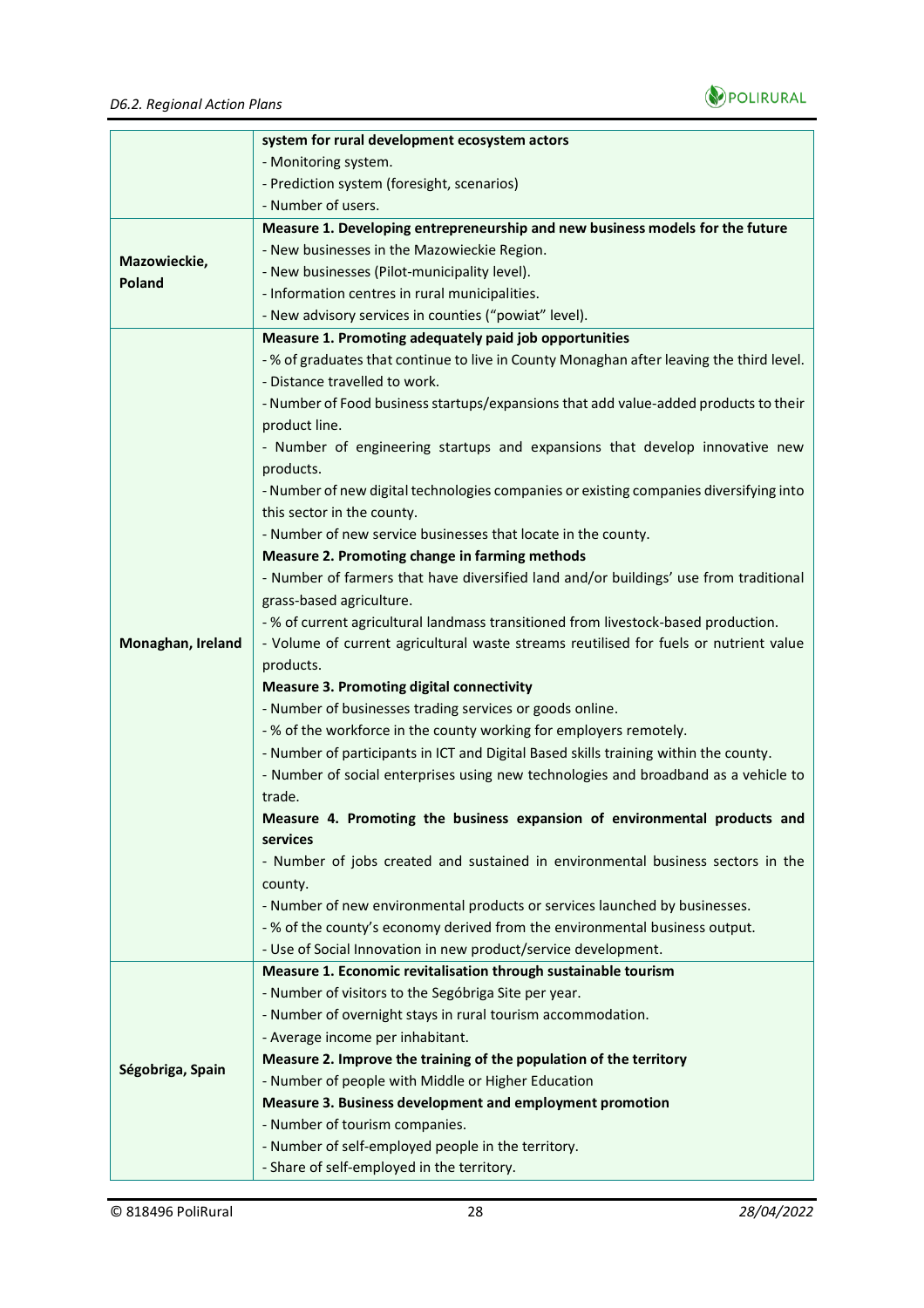|  |  |
| --- | --- |
|  | **system for rural development ecosystem actors**<br>- Monitoring system.<br>- Prediction system (foresight, scenarios)<br>- Number of users. |
| **Mazowieckie, Poland** | **Measure 1. Developing entrepreneurship and new business models for the future**<br>- New businesses in the Mazowieckie Region.<br>- New businesses (Pilot-municipality level).<br>- Information centres in rural municipalities.<br>- New advisory services in counties ("powiat" level). |
| **Monaghan, Ireland** | **Measure 1. Promoting adequately paid job opportunities**<br>- % of graduates that continue to live in County Monaghan after leaving the third level.<br>- Distance travelled to work.<br>- Number of Food business startups/expansions that add value-added products to their product line.<br>- Number of engineering startups and expansions that develop innovative new products.<br>- Number of new digital technologies companies or existing companies diversifying into this sector in the county.<br>- Number of new service businesses that locate in the county.<br>**Measure 2. Promoting change in farming methods**<br>- Number of farmers that have diversified land and/or buildings' use from traditional grass-based agriculture.<br>- % of current agricultural landmass transitioned from livestock-based production.<br>- Volume of current agricultural waste streams reutilised for fuels or nutrient value products.<br>**Measure 3. Promoting digital connectivity**<br>- Number of businesses trading services or goods online.<br>- % of the workforce in the county working for employers remotely.<br>- Number of participants in ICT and Digital Based skills training within the county.<br>- Number of social enterprises using new technologies and broadband as a vehicle to trade.<br>**Measure 4. Promoting the business expansion of environmental products and services**<br>- Number of jobs created and sustained in environmental business sectors in the county.<br>- Number of new environmental products or services launched by businesses.<br>- % of the county's economy derived from the environmental business output.<br>- Use of Social Innovation in new product/service development. |
| **Segóbriga, Spain** | **Measure 1. Economic revitalisation through sustainable tourism**<br>- Number of visitors to the Segóbriga Site per year.<br>- Number of overnight stays in rural tourism accommodation.<br>- Average income per inhabitant.<br>**Measure 2. Improve the training of the population of the territory**<br>- Number of people with Middle or Higher Education<br>**Measure 3. Business development and employment promotion**<br>- Number of tourism companies.<br>- Number of self-employed people in the territory.<br>- Share of self-employed in the territory. |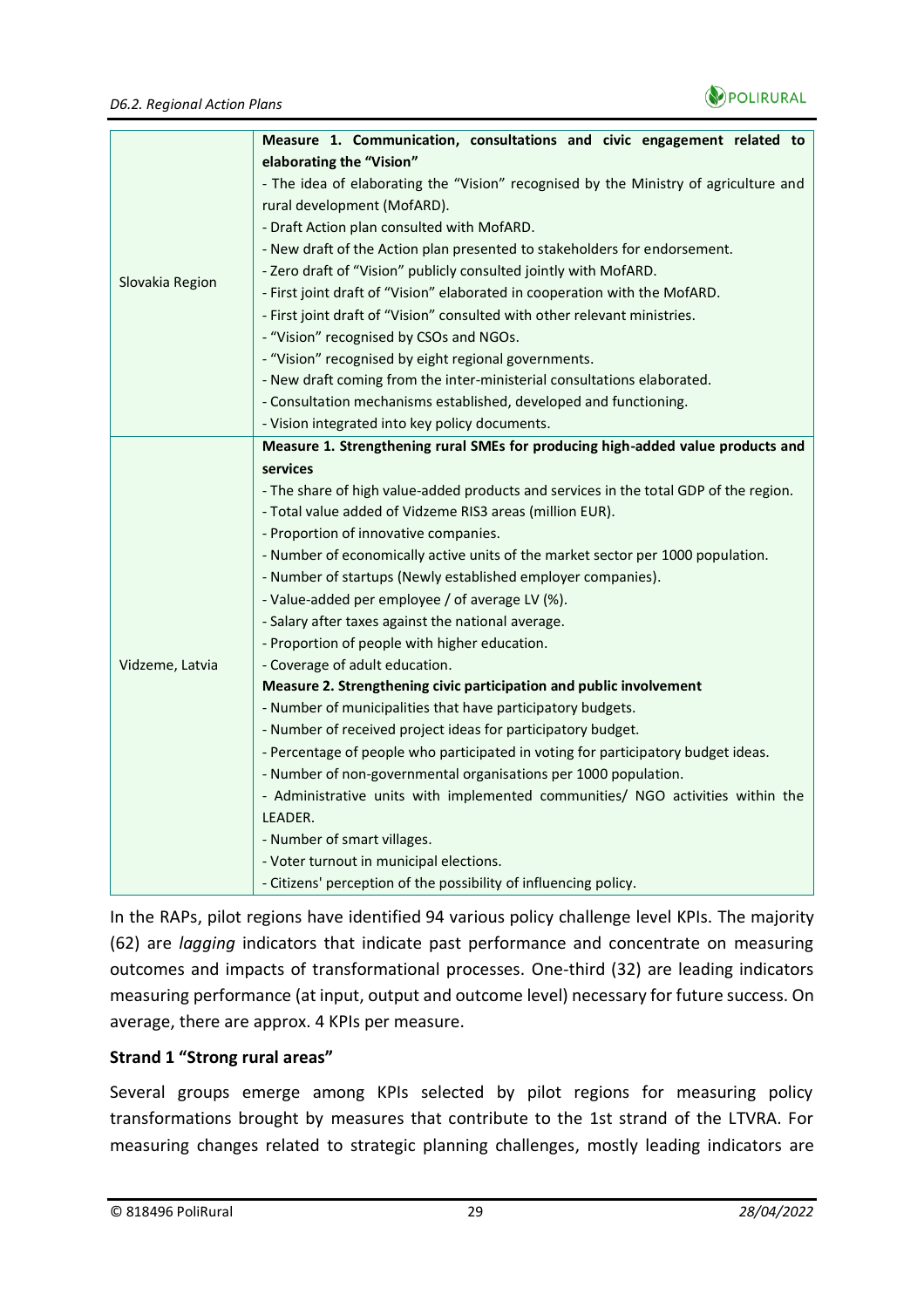| | |
|---|---|
| Slovakia Region | **Measure 1. Communication, consultations and civic engagement related to elaborating the "Vision"**<br>- The idea of elaborating the "Vision" recognised by the Ministry of agriculture and rural development (MofARD).<br>- Draft Action plan consulted with MofARD.<br>- New draft of the Action plan presented to stakeholders for endorsement.<br>- Zero draft of "Vision" publicly consulted jointly with MofARD.<br>- First joint draft of "Vision" elaborated in cooperation with the MofARD.<br>- First joint draft of "Vision" consulted with other relevant ministries.<br>- "Vision" recognised by CSOs and NGOs.<br>- "Vision" recognised by eight regional governments.<br>- New draft coming from the inter-ministerial consultations elaborated.<br>- Consultation mechanisms established, developed and functioning.<br>- Vision integrated into key policy documents. |
| Vidzeme, Latvia | **Measure 1. Strengthening rural SMEs for producing high-added value products and services**<br>- The share of high value-added products and services in the total GDP of the region.<br>- Total value added of Vidzeme RIS3 areas (million EUR).<br>- Proportion of innovative companies.<br>- Number of economically active units of the market sector per 1000 population.<br>- Number of startups (Newly established employer companies).<br>- Value-added per employee / of average LV (%).<br>- Salary after taxes against the national average.<br>- Proportion of people with higher education.<br>- Coverage of adult education.<br>**Measure 2. Strengthening civic participation and public involvement**<br>- Number of municipalities that have participatory budgets.<br>- Number of received project ideas for participatory budget.<br>- Percentage of people who participated in voting for participatory budget ideas.<br>- Number of non-governmental organisations per 1000 population.<br>- Administrative units with implemented communities/ NGO activities within the LEADER.<br>- Number of smart villages.<br>- Voter turnout in municipal elections.<br>- Citizens' perception of the possibility of influencing policy. |

In the RAPs, pilot regions have identified 94 various policy challenge level KPIs. The majority (62) are *lagging* indicators that indicate past performance and concentrate on measuring outcomes and impacts of transformational processes. One-third (32) are leading indicators measuring performance (at input, output and outcome level) necessary for future success. On average, there are approx. 4 KPIs per measure.

**Strand 1 "Strong rural areas"**

Several groups emerge among KPIs selected by pilot regions for measuring policy transformations brought by measures that contribute to the 1st strand of the LTVRA. For measuring changes related to strategic planning challenges, mostly leading indicators are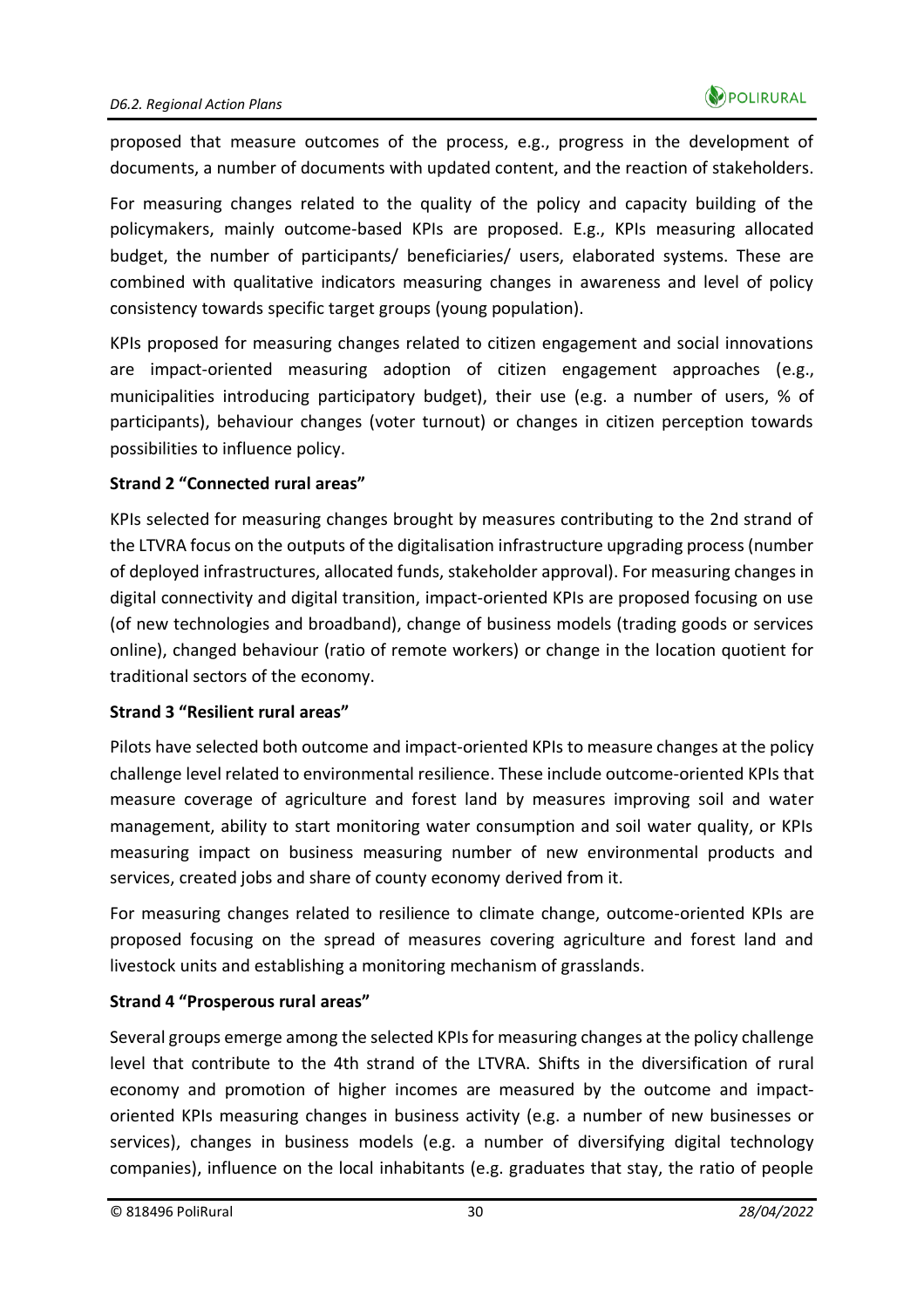proposed that measure outcomes of the process, e.g., progress in the development of documents, a number of documents with updated content, and the reaction of stakeholders.

For measuring changes related to the quality of the policy and capacity building of the policymakers, mainly outcome-based KPIs are proposed. E.g., KPIs measuring allocated budget, the number of participants/ beneficiaries/ users, elaborated systems. These are combined with qualitative indicators measuring changes in awareness and level of policy consistency towards specific target groups (young population).

KPIs proposed for measuring changes related to citizen engagement and social innovations are impact-oriented measuring adoption of citizen engagement approaches (e.g., municipalities introducing participatory budget), their use (e.g. a number of users, % of participants), behaviour changes (voter turnout) or changes in citizen perception towards possibilities to influence policy.

**Strand 2 "Connected rural areas"**

KPIs selected for measuring changes brought by measures contributing to the 2nd strand of the LTVRA focus on the outputs of the digitalisation infrastructure upgrading process (number of deployed infrastructures, allocated funds, stakeholder approval). For measuring changes in digital connectivity and digital transition, impact-oriented KPIs are proposed focusing on use (of new technologies and broadband), change of business models (trading goods or services online), changed behaviour (ratio of remote workers) or change in the location quotient for traditional sectors of the economy.

**Strand 3 "Resilient rural areas"**

Pilots have selected both outcome and impact-oriented KPIs to measure changes at the policy challenge level related to environmental resilience. These include outcome-oriented KPIs that measure coverage of agriculture and forest land by measures improving soil and water management, ability to start monitoring water consumption and soil water quality, or KPIs measuring impact on business measuring number of new environmental products and services, created jobs and share of county economy derived from it.

For measuring changes related to resilience to climate change, outcome-oriented KPIs are proposed focusing on the spread of measures covering agriculture and forest land and livestock units and establishing a monitoring mechanism of grasslands.

**Strand 4 "Prosperous rural areas"**

Several groups emerge among the selected KPIs for measuring changes at the policy challenge level that contribute to the 4th strand of the LTVRA. Shifts in the diversification of rural economy and promotion of higher incomes are measured by the outcome and impact-oriented KPIs measuring changes in business activity (e.g. a number of new businesses or services), changes in business models (e.g. a number of diversifying digital technology companies), influence on the local inhabitants (e.g. graduates that stay, the ratio of people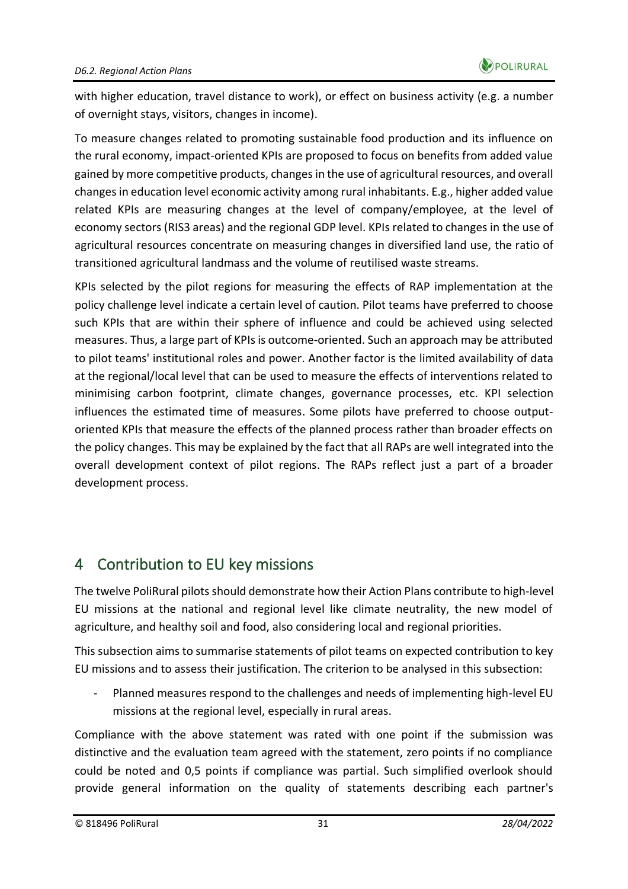with higher education, travel distance to work), or effect on business activity (e.g. a number of overnight stays, visitors, changes in income).

To measure changes related to promoting sustainable food production and its influence on the rural economy, impact-oriented KPIs are proposed to focus on benefits from added value gained by more competitive products, changes in the use of agricultural resources, and overall changes in education level economic activity among rural inhabitants. E.g., higher added value related KPIs are measuring changes at the level of company/employee, at the level of economy sectors (RIS3 areas) and the regional GDP level. KPIs related to changes in the use of agricultural resources concentrate on measuring changes in diversified land use, the ratio of transitioned agricultural landmass and the volume of reutilised waste streams.

KPIs selected by the pilot regions for measuring the effects of RAP implementation at the policy challenge level indicate a certain level of caution. Pilot teams have preferred to choose such KPIs that are within their sphere of influence and could be achieved using selected measures. Thus, a large part of KPIs is outcome-oriented. Such an approach may be attributed to pilot teams' institutional roles and power. Another factor is the limited availability of data at the regional/local level that can be used to measure the effects of interventions related to minimising carbon footprint, climate changes, governance processes, etc. KPI selection influences the estimated time of measures. Some pilots have preferred to choose output-oriented KPIs that measure the effects of the planned process rather than broader effects on the policy changes. This may be explained by the fact that all RAPs are well integrated into the overall development context of pilot regions. The RAPs reflect just a part of a broader development process.

# 4 Contribution to EU key missions

The twelve PoliRural pilots should demonstrate how their Action Plans contribute to high-level EU missions at the national and regional level like climate neutrality, the new model of agriculture, and healthy soil and food, also considering local and regional priorities.

This subsection aims to summarise statements of pilot teams on expected contribution to key EU missions and to assess their justification. The criterion to be analysed in this subsection:

- Planned measures respond to the challenges and needs of implementing high-level EU missions at the regional level, especially in rural areas.

Compliance with the above statement was rated with one point if the submission was distinctive and the evaluation team agreed with the statement, zero points if no compliance could be noted and 0,5 points if compliance was partial. Such simplified overlook should provide general information on the quality of statements describing each partner's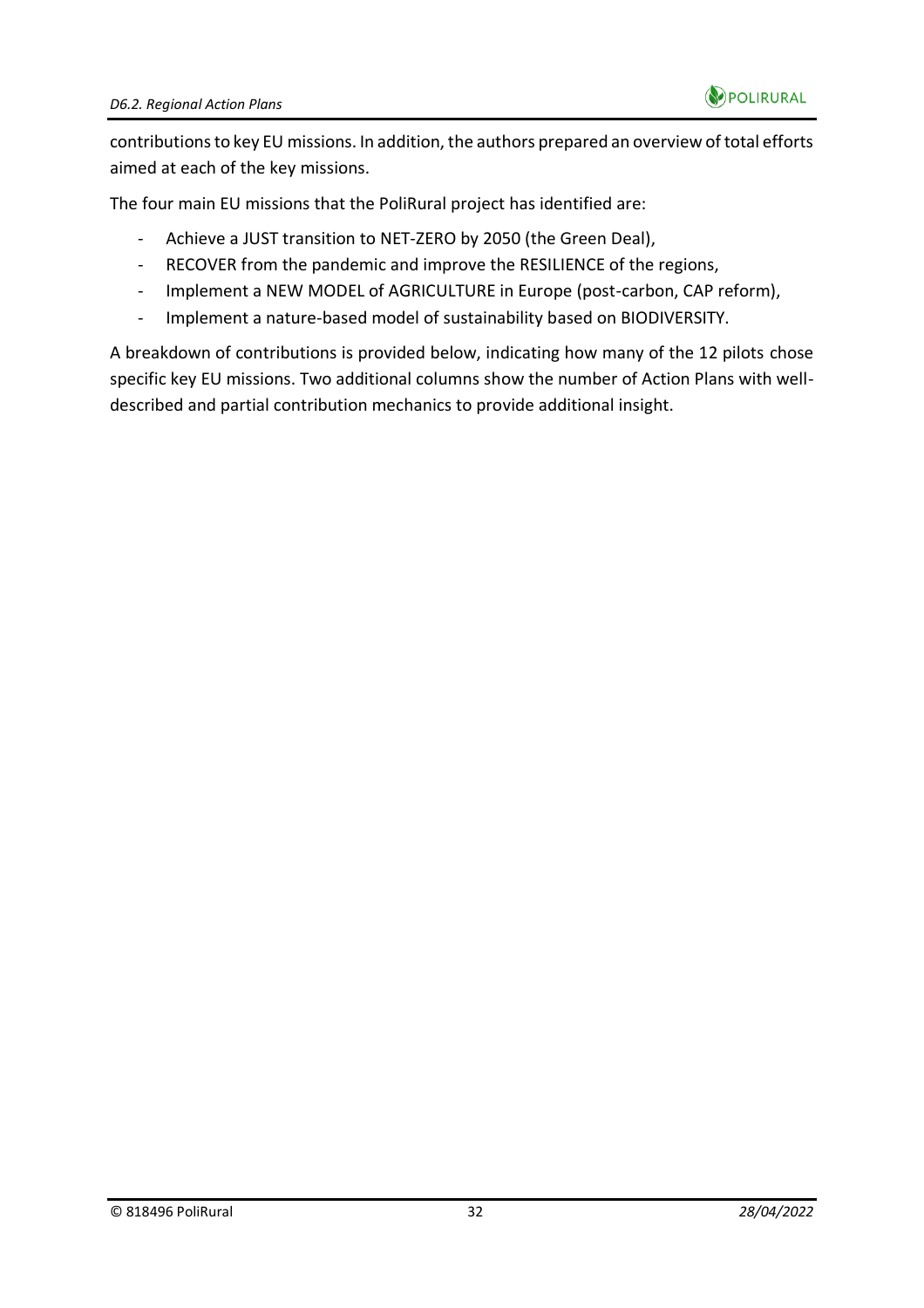contributions to key EU missions. In addition, the authors prepared an overview of total efforts aimed at each of the key missions.

The four main EU missions that the PoliRural project has identified are:

- Achieve a JUST transition to NET-ZERO by 2050 (the Green Deal),
- RECOVER from the pandemic and improve the RESILIENCE of the regions,
- Implement a NEW MODEL of AGRICULTURE in Europe (post-carbon, CAP reform),
- Implement a nature-based model of sustainability based on BIODIVERSITY.

A breakdown of contributions is provided below, indicating how many of the 12 pilots chose specific key EU missions. Two additional columns show the number of Action Plans with well-described and partial contribution mechanics to provide additional insight.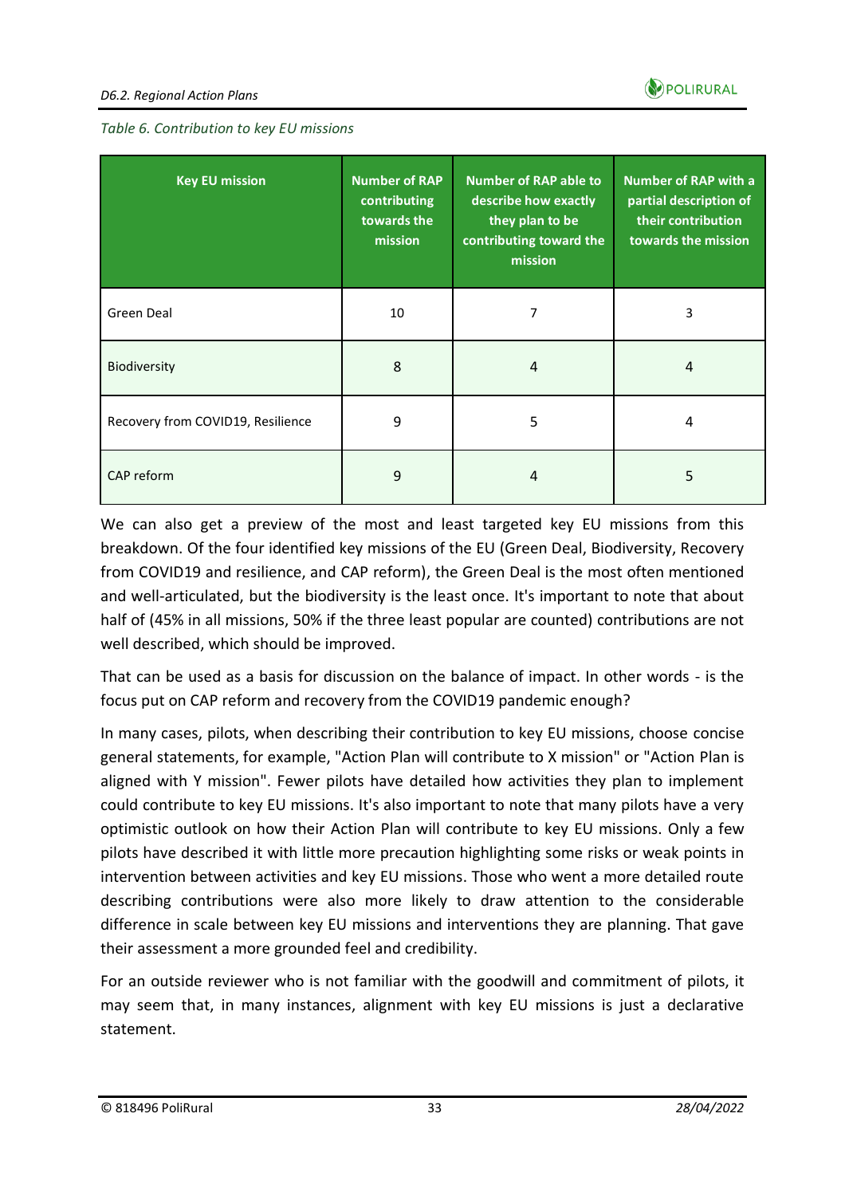*Table 6. Contribution to key EU missions*

| Key EU mission | Number of RAP contributing towards the mission | Number of RAP able to describe how exactly they plan to be contributing toward the mission | Number of RAP with a partial description of their contribution towards the mission |
| --- | --- | --- | --- |
| Green Deal | 10 | 7 | 3 |
| Biodiversity | 8 | 4 | 4 |
| Recovery from COVID19, Resilience | 9 | 5 | 4 |
| CAP reform | 9 | 4 | 5 |

We can also get a preview of the most and least targeted key EU missions from this breakdown. Of the four identified key missions of the EU (Green Deal, Biodiversity, Recovery from COVID19 and resilience, and CAP reform), the Green Deal is the most often mentioned and well-articulated, but the biodiversity is the least once. It's important to note that about half of (45% in all missions, 50% if the three least popular are counted) contributions are not well described, which should be improved.

That can be used as a basis for discussion on the balance of impact. In other words - is the focus put on CAP reform and recovery from the COVID19 pandemic enough?

In many cases, pilots, when describing their contribution to key EU missions, choose concise general statements, for example, "Action Plan will contribute to X mission" or "Action Plan is aligned with Y mission". Fewer pilots have detailed how activities they plan to implement could contribute to key EU missions. It's also important to note that many pilots have a very optimistic outlook on how their Action Plan will contribute to key EU missions. Only a few pilots have described it with little more precaution highlighting some risks or weak points in intervention between activities and key EU missions. Those who went a more detailed route describing contributions were also more likely to draw attention to the considerable difference in scale between key EU missions and interventions they are planning. That gave their assessment a more grounded feel and credibility.

For an outside reviewer who is not familiar with the goodwill and commitment of pilots, it may seem that, in many instances, alignment with key EU missions is just a declarative statement.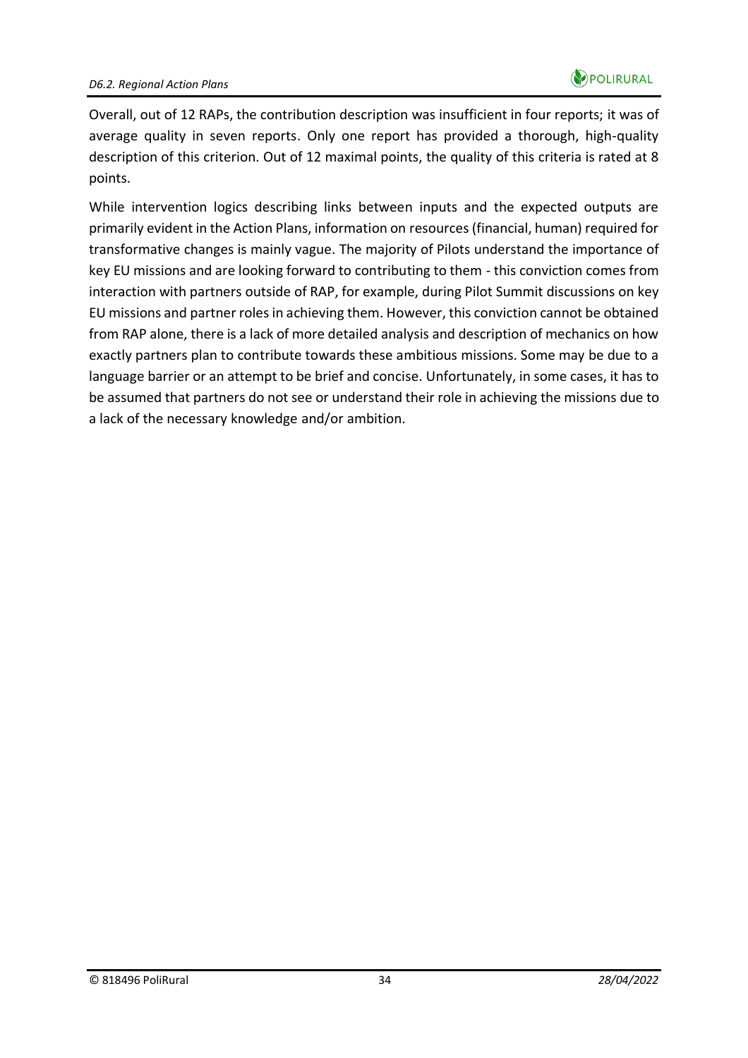Overall, out of 12 RAPs, the contribution description was insufficient in four reports; it was of average quality in seven reports. Only one report has provided a thorough, high-quality description of this criterion. Out of 12 maximal points, the quality of this criteria is rated at 8 points.

While intervention logics describing links between inputs and the expected outputs are primarily evident in the Action Plans, information on resources (financial, human) required for transformative changes is mainly vague. The majority of Pilots understand the importance of key EU missions and are looking forward to contributing to them - this conviction comes from interaction with partners outside of RAP, for example, during Pilot Summit discussions on key EU missions and partner roles in achieving them. However, this conviction cannot be obtained from RAP alone, there is a lack of more detailed analysis and description of mechanics on how exactly partners plan to contribute towards these ambitious missions. Some may be due to a language barrier or an attempt to be brief and concise. Unfortunately, in some cases, it has to be assumed that partners do not see or understand their role in achieving the missions due to a lack of the necessary knowledge and/or ambition.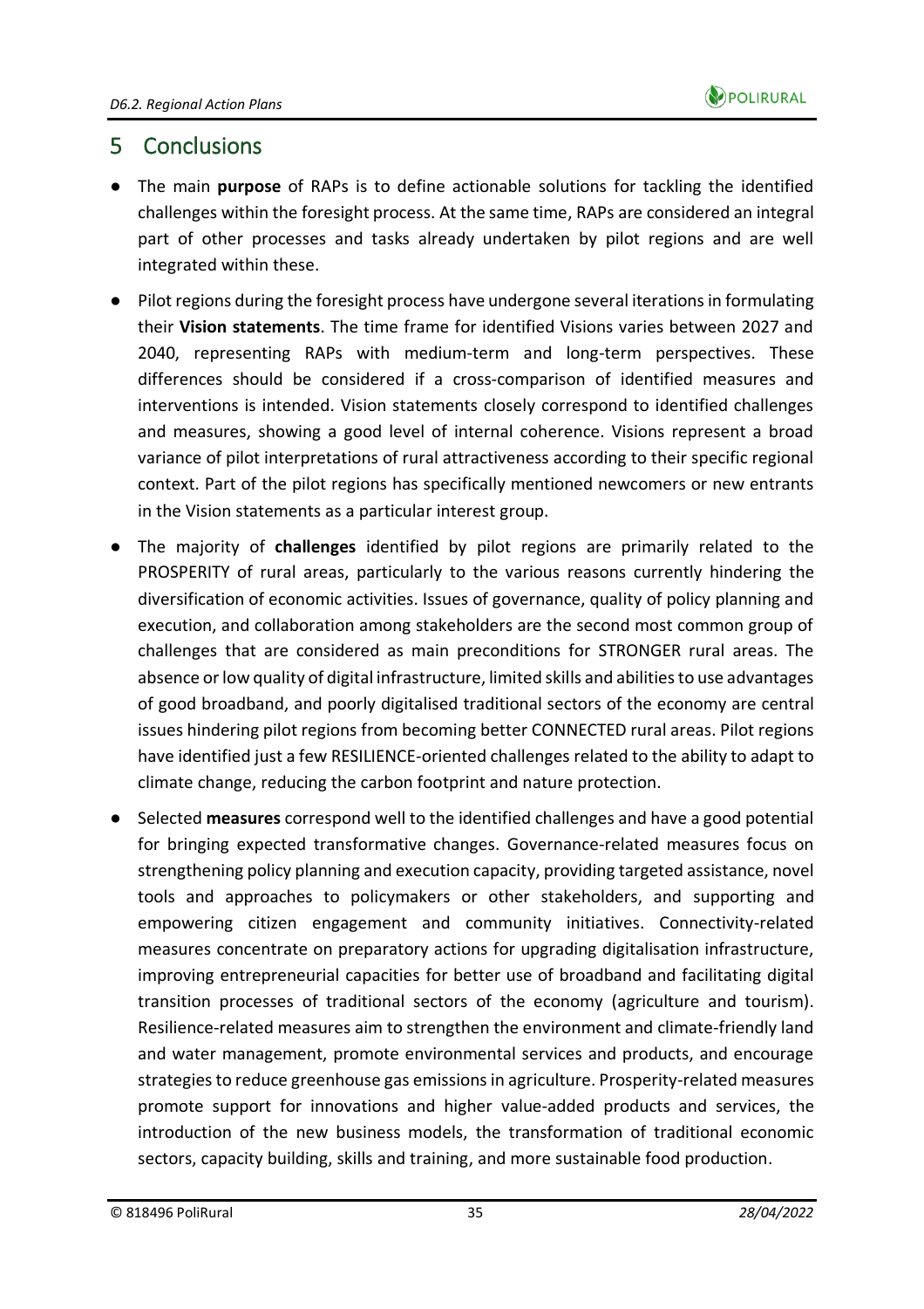# 5 Conclusions

- The main **purpose** of RAPs is to define actionable solutions for tackling the identified challenges within the foresight process. At the same time, RAPs are considered an integral part of other processes and tasks already undertaken by pilot regions and are well integrated within these.
- Pilot regions during the foresight process have undergone several iterations in formulating their **Vision statements**. The time frame for identified Visions varies between 2027 and 2040, representing RAPs with medium-term and long-term perspectives. These differences should be considered if a cross-comparison of identified measures and interventions is intended. Vision statements closely correspond to identified challenges and measures, showing a good level of internal coherence. Visions represent a broad variance of pilot interpretations of rural attractiveness according to their specific regional context. Part of the pilot regions has specifically mentioned newcomers or new entrants in the Vision statements as a particular interest group.
- The majority of **challenges** identified by pilot regions are primarily related to the PROSPERITY of rural areas, particularly to the various reasons currently hindering the diversification of economic activities. Issues of governance, quality of policy planning and execution, and collaboration among stakeholders are the second most common group of challenges that are considered as main preconditions for STRONGER rural areas. The absence or low quality of digital infrastructure, limited skills and abilities to use advantages of good broadband, and poorly digitalised traditional sectors of the economy are central issues hindering pilot regions from becoming better CONNECTED rural areas. Pilot regions have identified just a few RESILIENCE-oriented challenges related to the ability to adapt to climate change, reducing the carbon footprint and nature protection.
- Selected **measures** correspond well to the identified challenges and have a good potential for bringing expected transformative changes. Governance-related measures focus on strengthening policy planning and execution capacity, providing targeted assistance, novel tools and approaches to policymakers or other stakeholders, and supporting and empowering citizen engagement and community initiatives. Connectivity-related measures concentrate on preparatory actions for upgrading digitalisation infrastructure, improving entrepreneurial capacities for better use of broadband and facilitating digital transition processes of traditional sectors of the economy (agriculture and tourism). Resilience-related measures aim to strengthen the environment and climate-friendly land and water management, promote environmental services and products, and encourage strategies to reduce greenhouse gas emissions in agriculture. Prosperity-related measures promote support for innovations and higher value-added products and services, the introduction of the new business models, the transformation of traditional economic sectors, capacity building, skills and training, and more sustainable food production.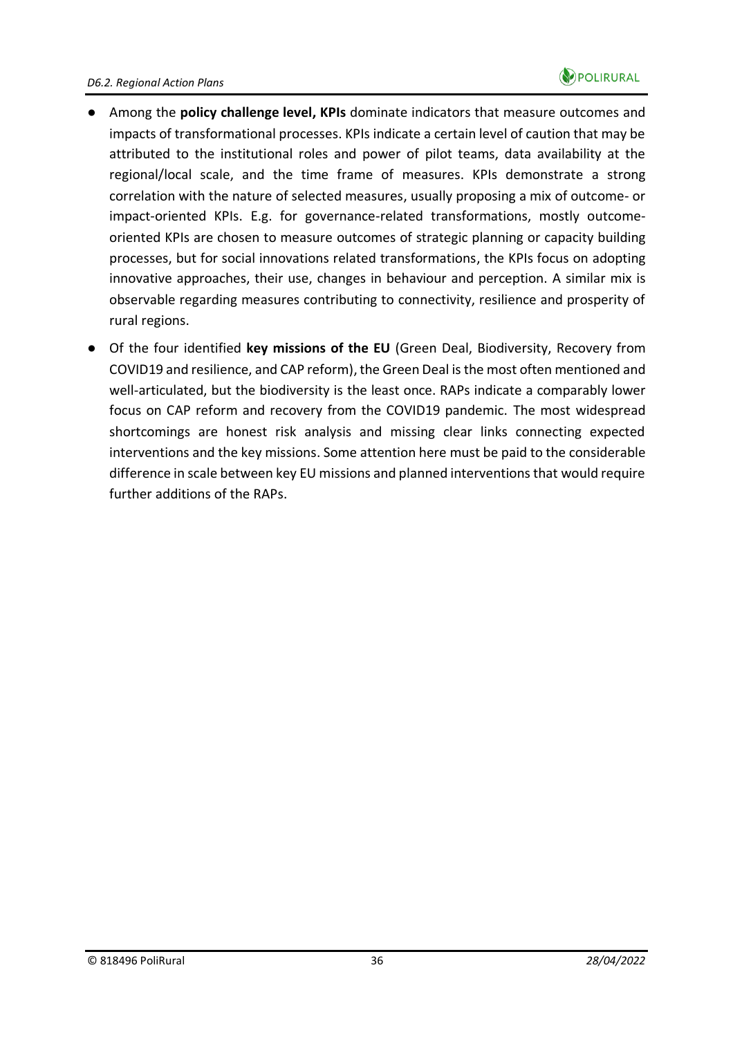- Among the **policy challenge level, KPIs** dominate indicators that measure outcomes and impacts of transformational processes. KPIs indicate a certain level of caution that may be attributed to the institutional roles and power of pilot teams, data availability at the regional/local scale, and the time frame of measures. KPIs demonstrate a strong correlation with the nature of selected measures, usually proposing a mix of outcome- or impact-oriented KPIs. E.g. for governance-related transformations, mostly outcome-oriented KPIs are chosen to measure outcomes of strategic planning or capacity building processes, but for social innovations related transformations, the KPIs focus on adopting innovative approaches, their use, changes in behaviour and perception. A similar mix is observable regarding measures contributing to connectivity, resilience and prosperity of rural regions.
- Of the four identified **key missions of the EU** (Green Deal, Biodiversity, Recovery from COVID19 and resilience, and CAP reform), the Green Deal is the most often mentioned and well-articulated, but the biodiversity is the least once. RAPs indicate a comparably lower focus on CAP reform and recovery from the COVID19 pandemic. The most widespread shortcomings are honest risk analysis and missing clear links connecting expected interventions and the key missions. Some attention here must be paid to the considerable difference in scale between key EU missions and planned interventions that would require further additions of the RAPs.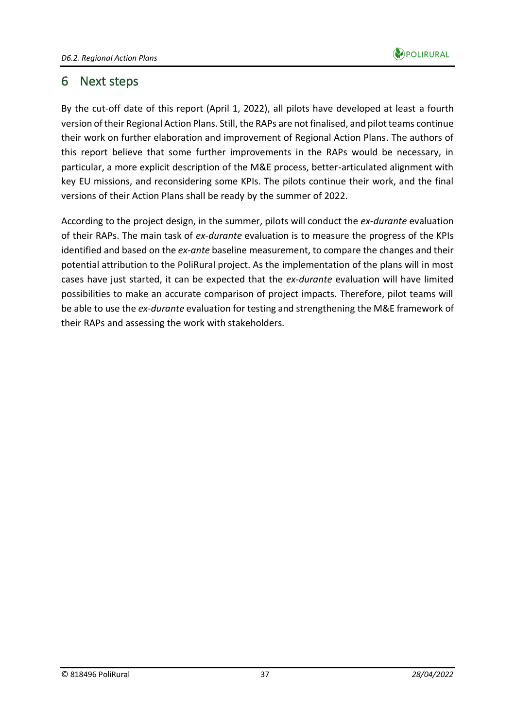# 6 Next steps

By the cut-off date of this report (April 1, 2022), all pilots have developed at least a fourth version of their Regional Action Plans. Still, the RAPs are not finalised, and pilot teams continue their work on further elaboration and improvement of Regional Action Plans. The authors of this report believe that some further improvements in the RAPs would be necessary, in particular, a more explicit description of the M&E process, better-articulated alignment with key EU missions, and reconsidering some KPIs. The pilots continue their work, and the final versions of their Action Plans shall be ready by the summer of 2022.

According to the project design, in the summer, pilots will conduct the *ex-durante* evaluation of their RAPs. The main task of *ex-durante* evaluation is to measure the progress of the KPIs identified and based on the *ex-ante* baseline measurement, to compare the changes and their potential attribution to the PoliRural project. As the implementation of the plans will in most cases have just started, it can be expected that the *ex-durante* evaluation will have limited possibilities to make an accurate comparison of project impacts. Therefore, pilot teams will be able to use the *ex-durante* evaluation for testing and strengthening the M&E framework of their RAPs and assessing the work with stakeholders.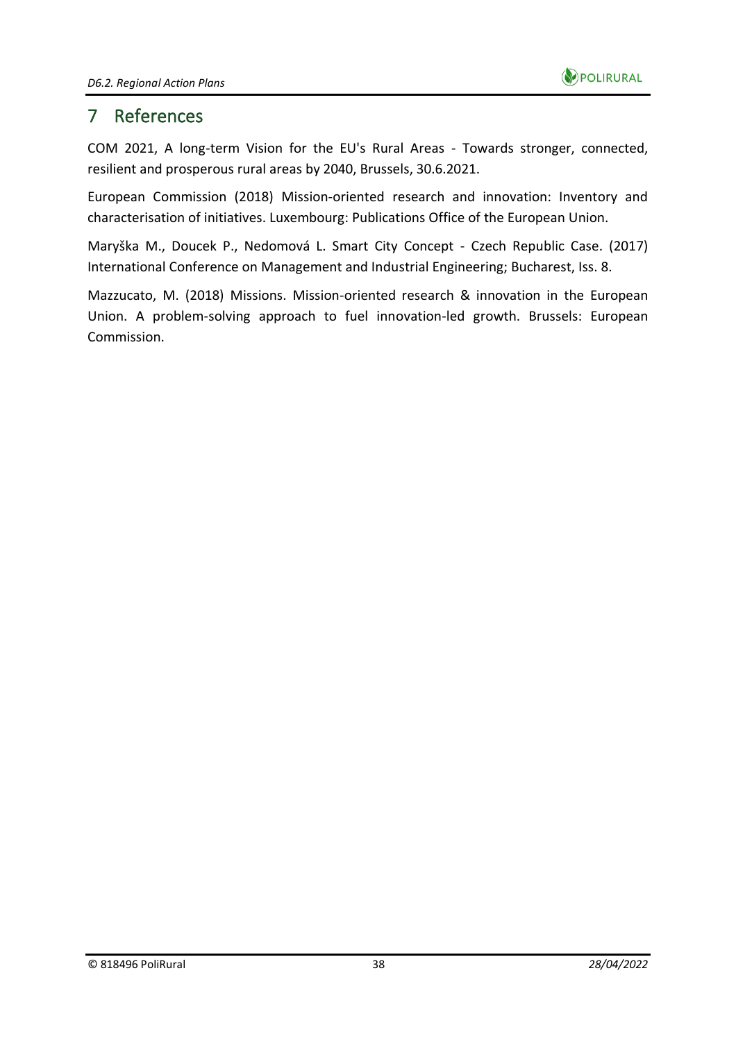# 7 References

COM 2021, A long-term Vision for the EU's Rural Areas - Towards stronger, connected, resilient and prosperous rural areas by 2040, Brussels, 30.6.2021.

European Commission (2018) Mission-oriented research and innovation: Inventory and characterisation of initiatives. Luxembourg: Publications Office of the European Union.

Maryška M., Doucek P., Nedomová L. Smart City Concept - Czech Republic Case. (2017) International Conference on Management and Industrial Engineering; Bucharest, Iss. 8.

Mazzucato, M. (2018) Missions. Mission-oriented research & innovation in the European Union. A problem-solving approach to fuel innovation-led growth. Brussels: European Commission.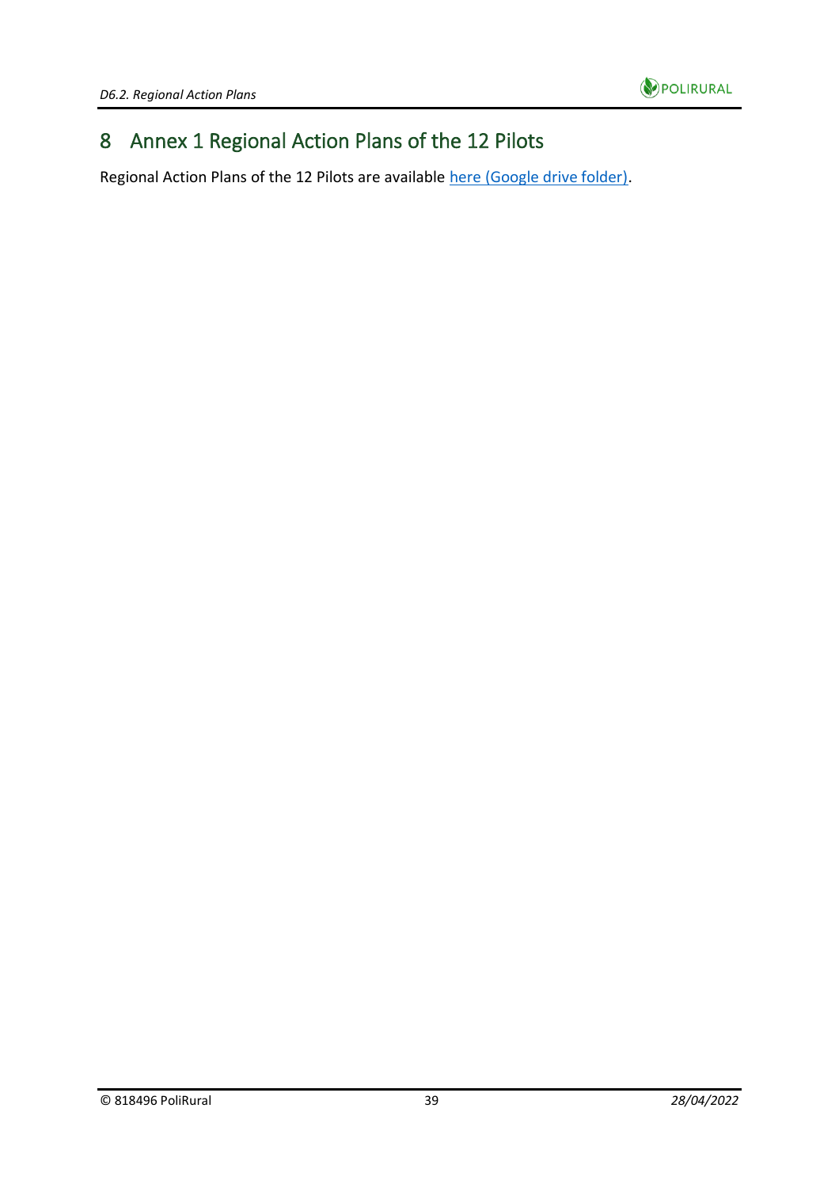# 8 Annex 1 Regional Action Plans of the 12 Pilots

Regional Action Plans of the 12 Pilots are available here (Google drive folder).